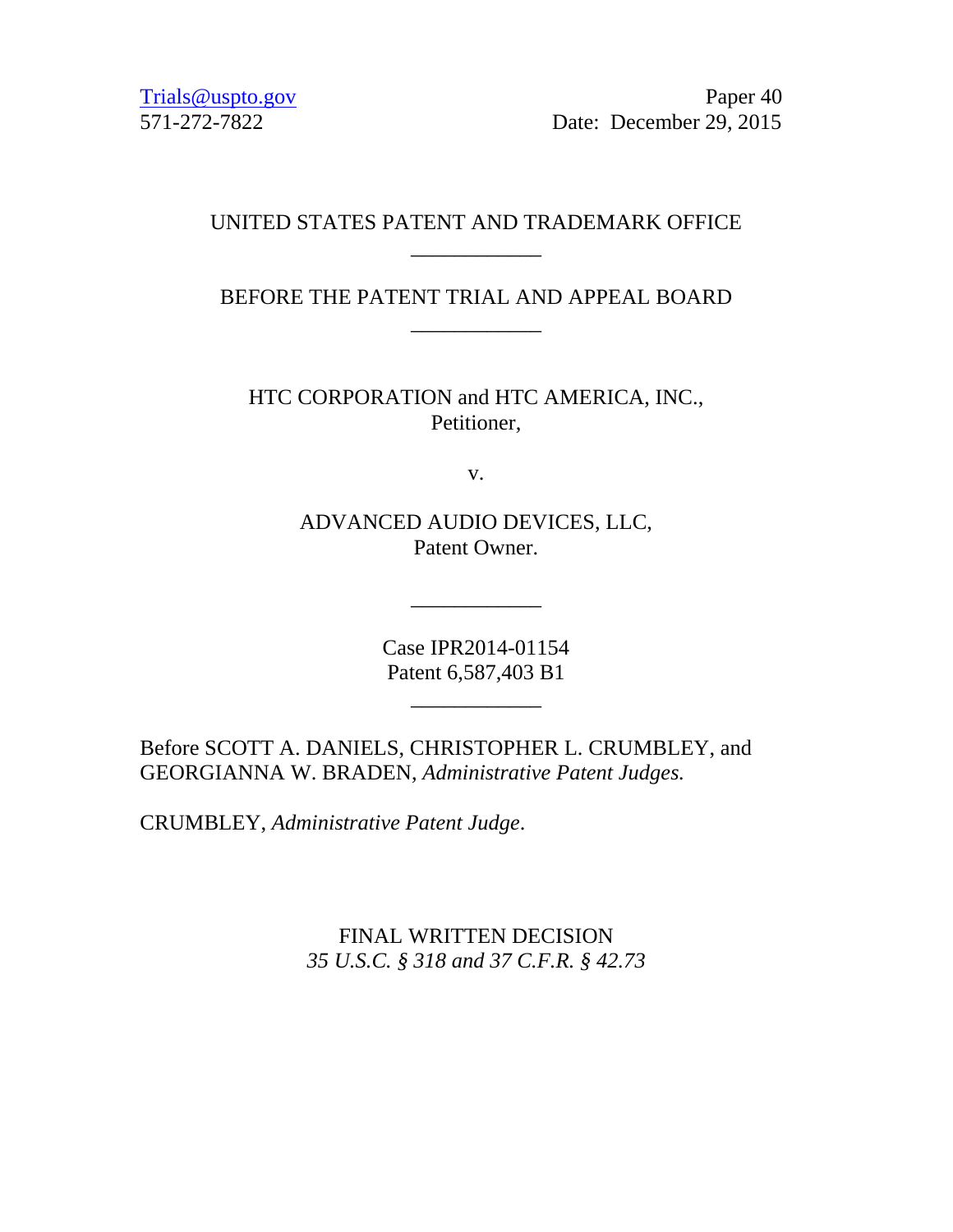Trials@uspto.gov
571-272-7822

Paper 40
Date: December 29, 2015

UNITED STATES PATENT AND TRADEMARK OFFICE

---

BEFORE THE PATENT TRIAL AND APPEAL BOARD

---

HTC CORPORATION and HTC AMERICA, INC.,
Petitioner,

v.

ADVANCED AUDIO DEVICES, LLC,
Patent Owner.

---

Case IPR2014-01154
Patent 6,587,403 B1

---

Before SCOTT A. DANIELS, CHRISTOPHER L. CRUMBLEY, and GEORGIANNA W. BRADEN, *Administrative Patent Judges.*

CRUMBLEY, *Administrative Patent Judge*.

FINAL WRITTEN DECISION
*35 U.S.C. § 318 and 37 C.F.R. § 42.73*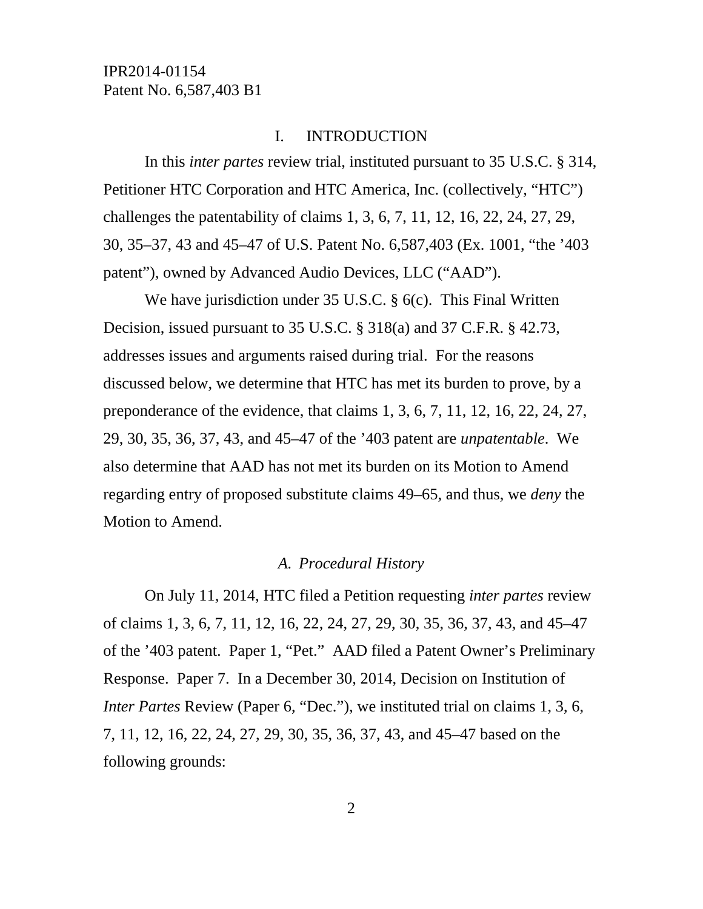## I. INTRODUCTION

In this *inter partes* review trial, instituted pursuant to 35 U.S.C. § 314, Petitioner HTC Corporation and HTC America, Inc. (collectively, "HTC") challenges the patentability of claims 1, 3, 6, 7, 11, 12, 16, 22, 24, 27, 29, 30, 35–37, 43 and 45–47 of U.S. Patent No. 6,587,403 (Ex. 1001, "the '403 patent"), owned by Advanced Audio Devices, LLC ("AAD").

We have jurisdiction under 35 U.S.C. § 6(c). This Final Written Decision, issued pursuant to 35 U.S.C. § 318(a) and 37 C.F.R. § 42.73, addresses issues and arguments raised during trial. For the reasons discussed below, we determine that HTC has met its burden to prove, by a preponderance of the evidence, that claims 1, 3, 6, 7, 11, 12, 16, 22, 24, 27, 29, 30, 35, 36, 37, 43, and 45–47 of the '403 patent are *unpatentable*. We also determine that AAD has not met its burden on its Motion to Amend regarding entry of proposed substitute claims 49–65, and thus, we *deny* the Motion to Amend.

### *A. Procedural History*

On July 11, 2014, HTC filed a Petition requesting *inter partes* review of claims 1, 3, 6, 7, 11, 12, 16, 22, 24, 27, 29, 30, 35, 36, 37, 43, and 45–47 of the '403 patent. Paper 1, "Pet." AAD filed a Patent Owner's Preliminary Response. Paper 7. In a December 30, 2014, Decision on Institution of *Inter Partes* Review (Paper 6, "Dec."), we instituted trial on claims 1, 3, 6, 7, 11, 12, 16, 22, 24, 27, 29, 30, 35, 36, 37, 43, and 45–47 based on the following grounds: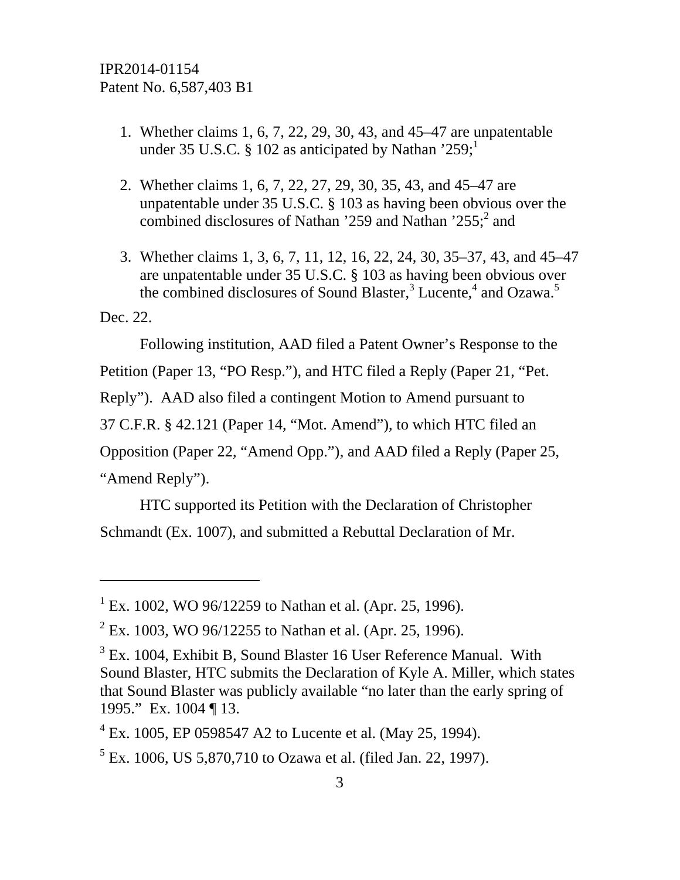1. Whether claims 1, 6, 7, 22, 29, 30, 43, and 45–47 are unpatentable under 35 U.S.C. § 102 as anticipated by Nathan '259;[1]

2. Whether claims 1, 6, 7, 22, 27, 29, 30, 35, 43, and 45–47 are unpatentable under 35 U.S.C. § 103 as having been obvious over the combined disclosures of Nathan '259 and Nathan '255;[2] and

3. Whether claims 1, 3, 6, 7, 11, 12, 16, 22, 24, 30, 35–37, 43, and 45–47 are unpatentable under 35 U.S.C. § 103 as having been obvious over the combined disclosures of Sound Blaster,[3] Lucente,[4] and Ozawa.[5]

Dec. 22.

Following institution, AAD filed a Patent Owner's Response to the Petition (Paper 13, "PO Resp."), and HTC filed a Reply (Paper 21, "Pet. Reply"). AAD also filed a contingent Motion to Amend pursuant to 37 C.F.R. § 42.121 (Paper 14, "Mot. Amend"), to which HTC filed an Opposition (Paper 22, "Amend Opp."), and AAD filed a Reply (Paper 25, "Amend Reply").

HTC supported its Petition with the Declaration of Christopher Schmandt (Ex. 1007), and submitted a Rebuttal Declaration of Mr.

---

[1] Ex. 1002, WO 96/12259 to Nathan et al. (Apr. 25, 1996).

[2] Ex. 1003, WO 96/12255 to Nathan et al. (Apr. 25, 1996).

[3] Ex. 1004, Exhibit B, Sound Blaster 16 User Reference Manual. With Sound Blaster, HTC submits the Declaration of Kyle A. Miller, which states that Sound Blaster was publicly available "no later than the early spring of 1995." Ex. 1004 ¶ 13.

[4] Ex. 1005, EP 0598547 A2 to Lucente et al. (May 25, 1994).

[5] Ex. 1006, US 5,870,710 to Ozawa et al. (filed Jan. 22, 1997).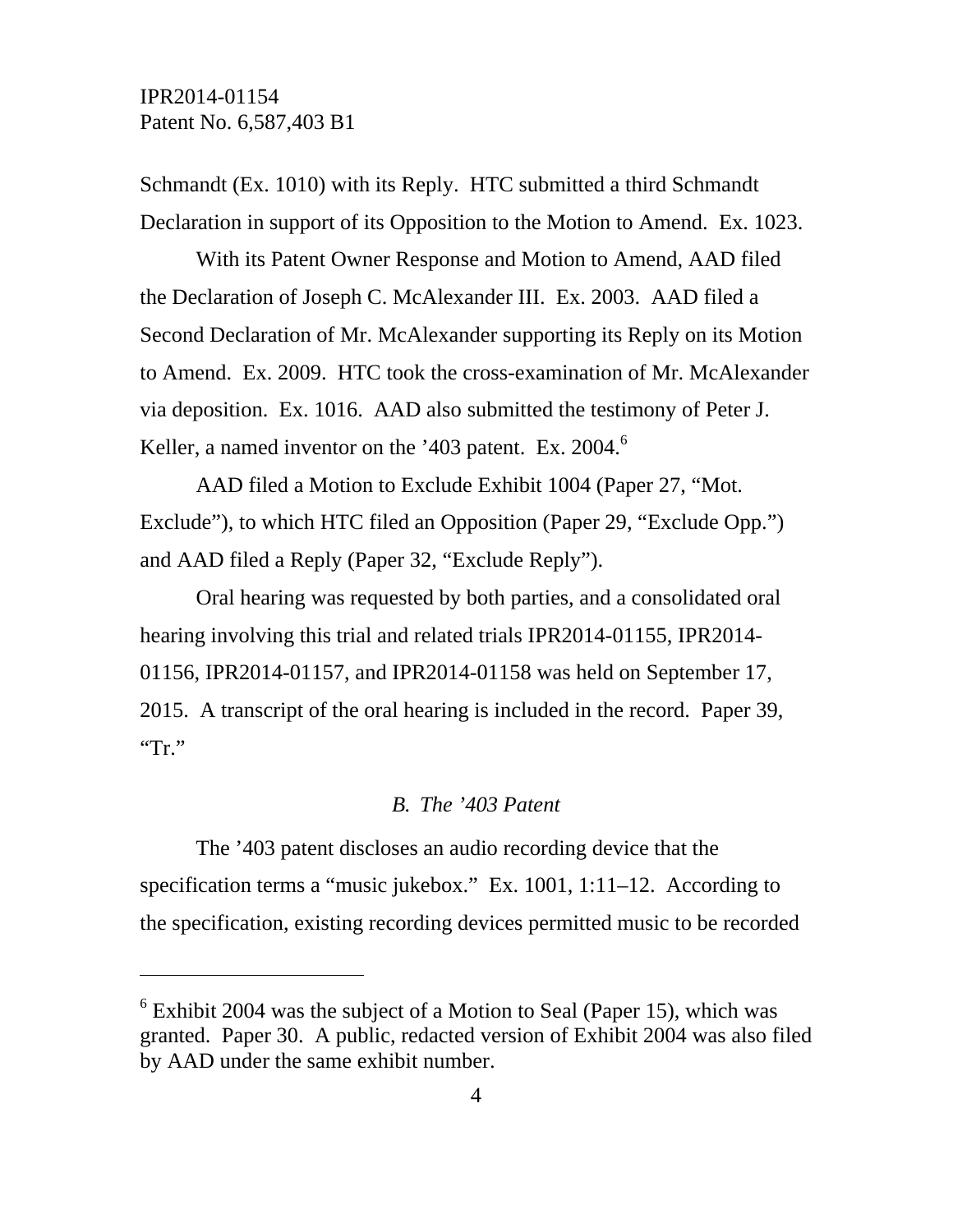Schmandt (Ex. 1010) with its Reply. HTC submitted a third Schmandt Declaration in support of its Opposition to the Motion to Amend. Ex. 1023.

With its Patent Owner Response and Motion to Amend, AAD filed the Declaration of Joseph C. McAlexander III. Ex. 2003. AAD filed a Second Declaration of Mr. McAlexander supporting its Reply on its Motion to Amend. Ex. 2009. HTC took the cross-examination of Mr. McAlexander via deposition. Ex. 1016. AAD also submitted the testimony of Peter J. Keller, a named inventor on the '403 patent. Ex. 2004.[6]

AAD filed a Motion to Exclude Exhibit 1004 (Paper 27, "Mot. Exclude"), to which HTC filed an Opposition (Paper 29, "Exclude Opp.") and AAD filed a Reply (Paper 32, "Exclude Reply").

Oral hearing was requested by both parties, and a consolidated oral hearing involving this trial and related trials IPR2014-01155, IPR2014-01156, IPR2014-01157, and IPR2014-01158 was held on September 17, 2015. A transcript of the oral hearing is included in the record. Paper 39, "Tr."

### *B. The '403 Patent*

The '403 patent discloses an audio recording device that the specification terms a "music jukebox." Ex. 1001, 1:11–12. According to the specification, existing recording devices permitted music to be recorded

[6] Exhibit 2004 was the subject of a Motion to Seal (Paper 15), which was granted. Paper 30. A public, redacted version of Exhibit 2004 was also filed by AAD under the same exhibit number.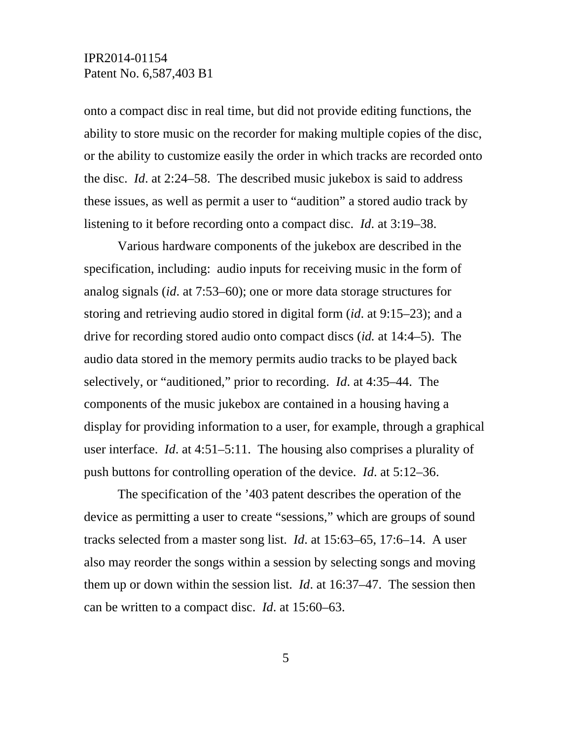onto a compact disc in real time, but did not provide editing functions, the ability to store music on the recorder for making multiple copies of the disc, or the ability to customize easily the order in which tracks are recorded onto the disc. *Id*. at 2:24–58. The described music jukebox is said to address these issues, as well as permit a user to "audition" a stored audio track by listening to it before recording onto a compact disc. *Id*. at 3:19–38.

Various hardware components of the jukebox are described in the specification, including: audio inputs for receiving music in the form of analog signals (*id*. at 7:53–60); one or more data storage structures for storing and retrieving audio stored in digital form (*id*. at 9:15–23); and a drive for recording stored audio onto compact discs (*id.* at 14:4–5). The audio data stored in the memory permits audio tracks to be played back selectively, or "auditioned," prior to recording. *Id*. at 4:35–44. The components of the music jukebox are contained in a housing having a display for providing information to a user, for example, through a graphical user interface. *Id*. at 4:51–5:11. The housing also comprises a plurality of push buttons for controlling operation of the device. *Id*. at 5:12–36.

The specification of the '403 patent describes the operation of the device as permitting a user to create "sessions," which are groups of sound tracks selected from a master song list. *Id*. at 15:63–65, 17:6–14. A user also may reorder the songs within a session by selecting songs and moving them up or down within the session list. *Id*. at 16:37–47. The session then can be written to a compact disc. *Id*. at 15:60–63.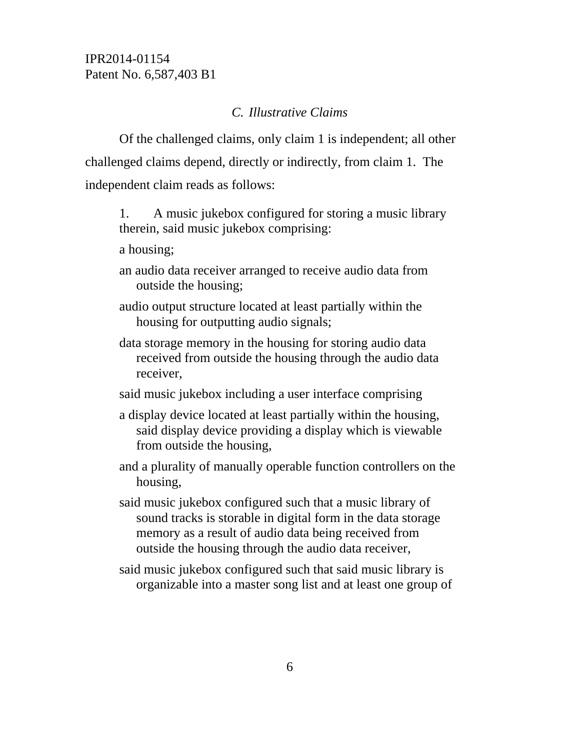### *C. Illustrative Claims*

Of the challenged claims, only claim 1 is independent; all other challenged claims depend, directly or indirectly, from claim 1. The independent claim reads as follows:

> 1. A music jukebox configured for storing a music library therein, said music jukebox comprising:
>
> a housing;
>
> an audio data receiver arranged to receive audio data from outside the housing;
>
> audio output structure located at least partially within the housing for outputting audio signals;
>
> data storage memory in the housing for storing audio data received from outside the housing through the audio data receiver,
>
> said music jukebox including a user interface comprising
>
> a display device located at least partially within the housing, said display device providing a display which is viewable from outside the housing,
>
> and a plurality of manually operable function controllers on the housing,
>
> said music jukebox configured such that a music library of sound tracks is storable in digital form in the data storage memory as a result of audio data being received from outside the housing through the audio data receiver,
>
> said music jukebox configured such that said music library is organizable into a master song list and at least one group of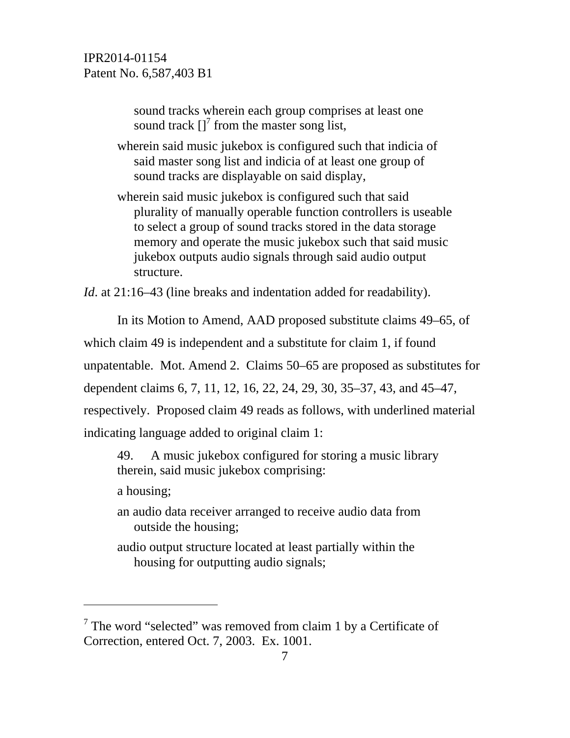sound tracks wherein each group comprises at least one sound track [][7] from the master song list,

wherein said music jukebox is configured such that indicia of said master song list and indicia of at least one group of sound tracks are displayable on said display,

wherein said music jukebox is configured such that said plurality of manually operable function controllers is useable to select a group of sound tracks stored in the data storage memory and operate the music jukebox such that said music jukebox outputs audio signals through said audio output structure.

*Id*. at 21:16–43 (line breaks and indentation added for readability).

In its Motion to Amend, AAD proposed substitute claims 49–65, of which claim 49 is independent and a substitute for claim 1, if found unpatentable. Mot. Amend 2. Claims 50–65 are proposed as substitutes for dependent claims 6, 7, 11, 12, 16, 22, 24, 29, 30, 35–37, 43, and 45–47, respectively. Proposed claim 49 reads as follows, with underlined material indicating language added to original claim 1:

49. A music jukebox configured for storing a music library therein, said music jukebox comprising:

a housing;

an audio data receiver arranged to receive audio data from outside the housing;

audio output structure located at least partially within the housing for outputting audio signals;

[7] The word "selected" was removed from claim 1 by a Certificate of Correction, entered Oct. 7, 2003. Ex. 1001.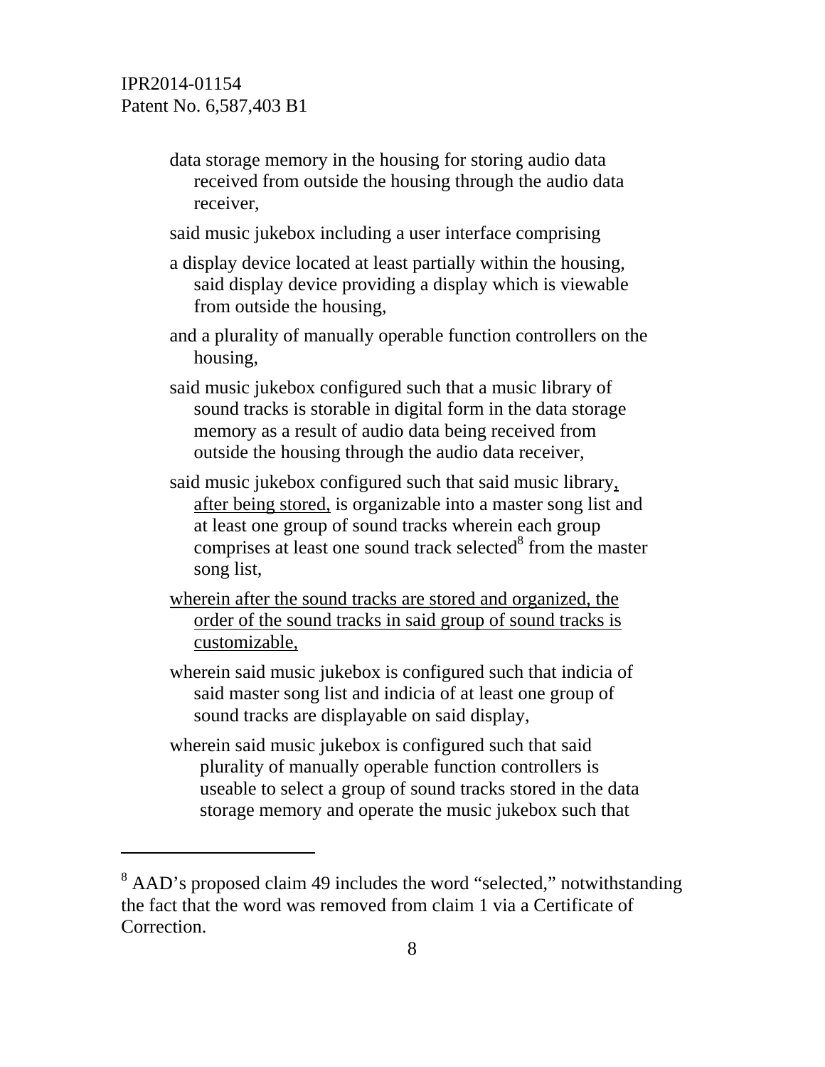data storage memory in the housing for storing audio data received from outside the housing through the audio data receiver,

said music jukebox including a user interface comprising

a display device located at least partially within the housing, said display device providing a display which is viewable from outside the housing,

and a plurality of manually operable function controllers on the housing,

said music jukebox configured such that a music library of sound tracks is storable in digital form in the data storage memory as a result of audio data being received from outside the housing through the audio data receiver,

said music jukebox configured such that said music library<u>, after being stored,</u> is organizable into a master song list and at least one group of sound tracks wherein each group comprises at least one sound track selected[8] from the master song list,

<u>wherein after the sound tracks are stored and organized, the order of the sound tracks in said group of sound tracks is customizable,</u>

wherein said music jukebox is configured such that indicia of said master song list and indicia of at least one group of sound tracks are displayable on said display,

wherein said music jukebox is configured such that said plurality of manually operable function controllers is useable to select a group of sound tracks stored in the data storage memory and operate the music jukebox such that

---

[8] AAD's proposed claim 49 includes the word "selected," notwithstanding the fact that the word was removed from claim 1 via a Certificate of Correction.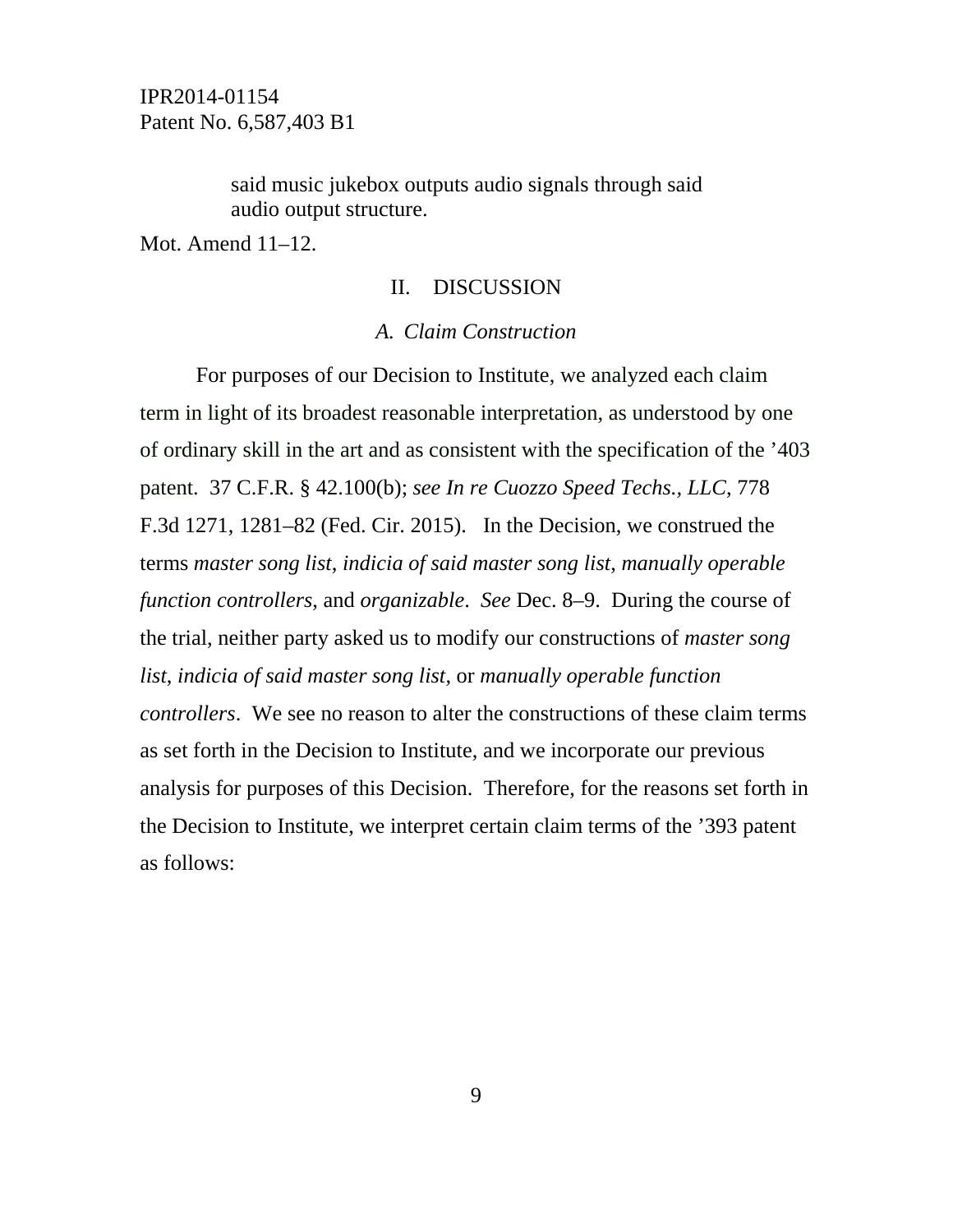> said music jukebox outputs audio signals through said audio output structure.

Mot. Amend 11–12.

## II. DISCUSSION

### *A. Claim Construction*

For purposes of our Decision to Institute, we analyzed each claim term in light of its broadest reasonable interpretation, as understood by one of ordinary skill in the art and as consistent with the specification of the ’403 patent. 37 C.F.R. § 42.100(b); *see In re Cuozzo Speed Techs., LLC*, 778 F.3d 1271, 1281–82 (Fed. Cir. 2015). In the Decision, we construed the terms *master song list*, *indicia of said master song list*, *manually operable function controllers*, and *organizable*. *See* Dec. 8–9. During the course of the trial, neither party asked us to modify our constructions of *master song list, indicia of said master song list*, or *manually operable function controllers*. We see no reason to alter the constructions of these claim terms as set forth in the Decision to Institute, and we incorporate our previous analysis for purposes of this Decision. Therefore, for the reasons set forth in the Decision to Institute, we interpret certain claim terms of the ’393 patent as follows: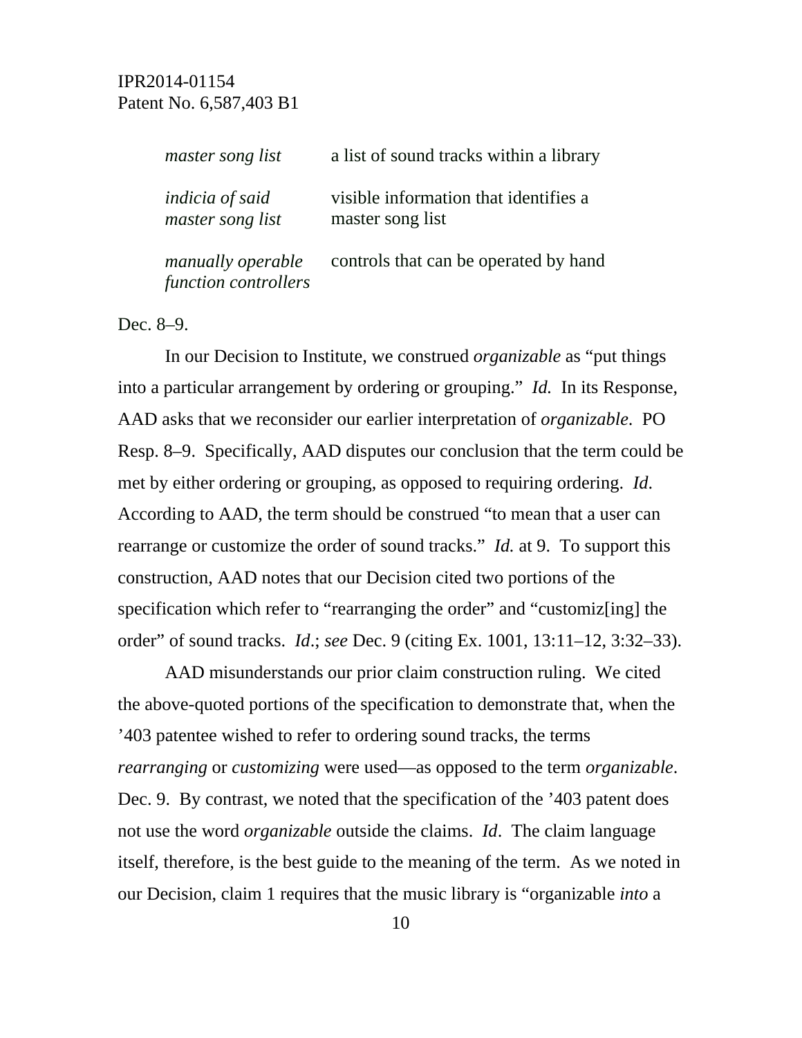| | |
|---|---|
| *master song list* | a list of sound tracks within a library |
| *indicia of said master song list* | visible information that identifies a master song list |
| *manually operable function controllers* | controls that can be operated by hand |

Dec. 8–9.

In our Decision to Institute, we construed *organizable* as "put things into a particular arrangement by ordering or grouping." *Id.* In its Response, AAD asks that we reconsider our earlier interpretation of *organizable*. PO Resp. 8–9. Specifically, AAD disputes our conclusion that the term could be met by either ordering or grouping, as opposed to requiring ordering. *Id*. According to AAD, the term should be construed "to mean that a user can rearrange or customize the order of sound tracks." *Id.* at 9. To support this construction, AAD notes that our Decision cited two portions of the specification which refer to "rearranging the order" and "customiz[ing] the order" of sound tracks. *Id*.; *see* Dec. 9 (citing Ex. 1001, 13:11–12, 3:32–33).

AAD misunderstands our prior claim construction ruling. We cited the above-quoted portions of the specification to demonstrate that, when the '403 patentee wished to refer to ordering sound tracks, the terms *rearranging* or *customizing* were used—as opposed to the term *organizable*. Dec. 9. By contrast, we noted that the specification of the '403 patent does not use the word *organizable* outside the claims. *Id*. The claim language itself, therefore, is the best guide to the meaning of the term. As we noted in our Decision, claim 1 requires that the music library is "organizable *into* a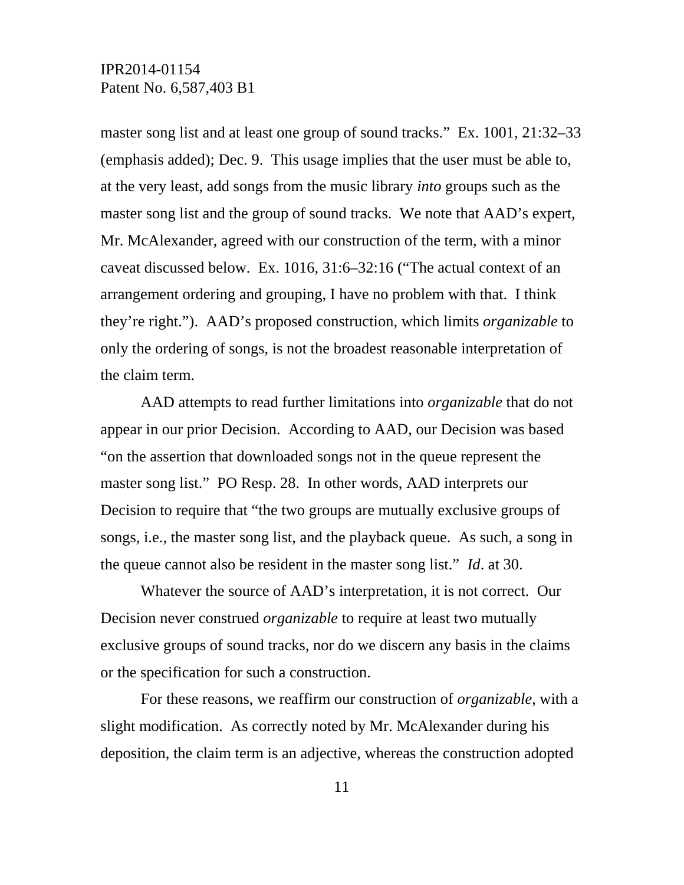master song list and at least one group of sound tracks." Ex. 1001, 21:32–33 (emphasis added); Dec. 9. This usage implies that the user must be able to, at the very least, add songs from the music library *into* groups such as the master song list and the group of sound tracks. We note that AAD's expert, Mr. McAlexander, agreed with our construction of the term, with a minor caveat discussed below. Ex. 1016, 31:6–32:16 ("The actual context of an arrangement ordering and grouping, I have no problem with that. I think they're right."). AAD's proposed construction, which limits *organizable* to only the ordering of songs, is not the broadest reasonable interpretation of the claim term.

AAD attempts to read further limitations into *organizable* that do not appear in our prior Decision. According to AAD, our Decision was based "on the assertion that downloaded songs not in the queue represent the master song list." PO Resp. 28. In other words, AAD interprets our Decision to require that "the two groups are mutually exclusive groups of songs, i.e., the master song list, and the playback queue. As such, a song in the queue cannot also be resident in the master song list." *Id*. at 30.

Whatever the source of AAD's interpretation, it is not correct. Our Decision never construed *organizable* to require at least two mutually exclusive groups of sound tracks, nor do we discern any basis in the claims or the specification for such a construction.

For these reasons, we reaffirm our construction of *organizable*, with a slight modification. As correctly noted by Mr. McAlexander during his deposition, the claim term is an adjective, whereas the construction adopted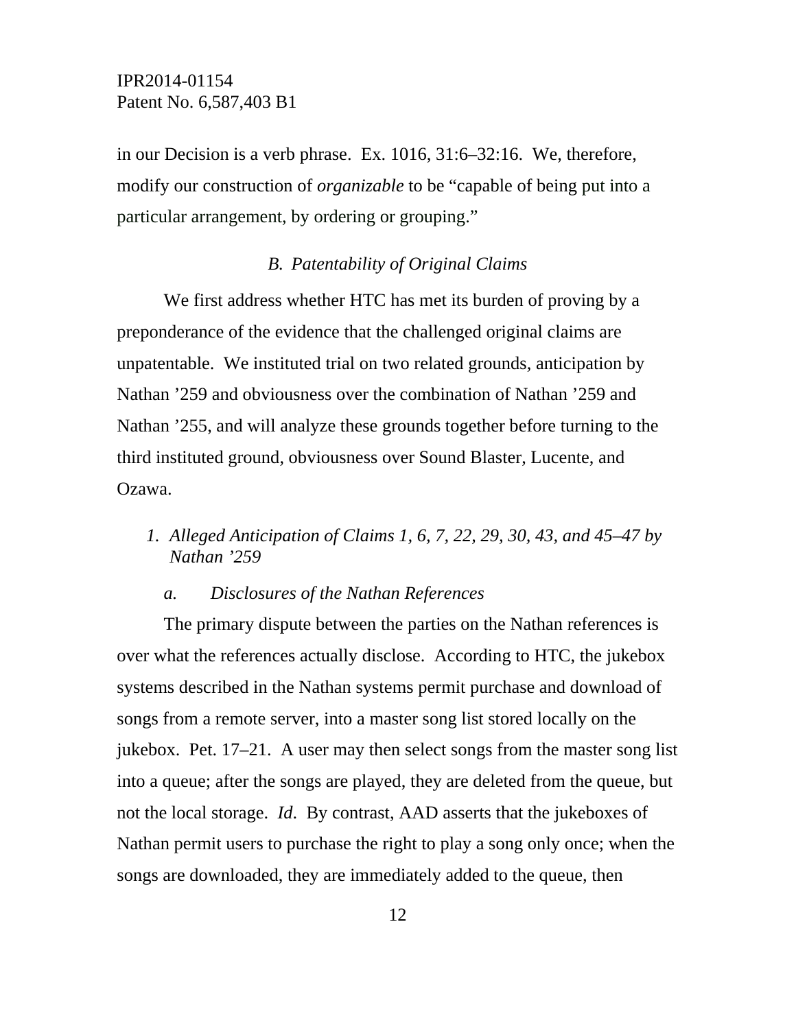in our Decision is a verb phrase. Ex. 1016, 31:6–32:16. We, therefore, modify our construction of *organizable* to be "capable of being put into a particular arrangement, by ordering or grouping."

### *B. Patentability of Original Claims*

We first address whether HTC has met its burden of proving by a preponderance of the evidence that the challenged original claims are unpatentable. We instituted trial on two related grounds, anticipation by Nathan '259 and obviousness over the combination of Nathan '259 and Nathan '255, and will analyze these grounds together before turning to the third instituted ground, obviousness over Sound Blaster, Lucente, and Ozawa.

#### *1. Alleged Anticipation of Claims 1, 6, 7, 22, 29, 30, 43, and 45–47 by Nathan '259*

##### *a. Disclosures of the Nathan References*

The primary dispute between the parties on the Nathan references is over what the references actually disclose. According to HTC, the jukebox systems described in the Nathan systems permit purchase and download of songs from a remote server, into a master song list stored locally on the jukebox. Pet. 17–21. A user may then select songs from the master song list into a queue; after the songs are played, they are deleted from the queue, but not the local storage. *Id*. By contrast, AAD asserts that the jukeboxes of Nathan permit users to purchase the right to play a song only once; when the songs are downloaded, they are immediately added to the queue, then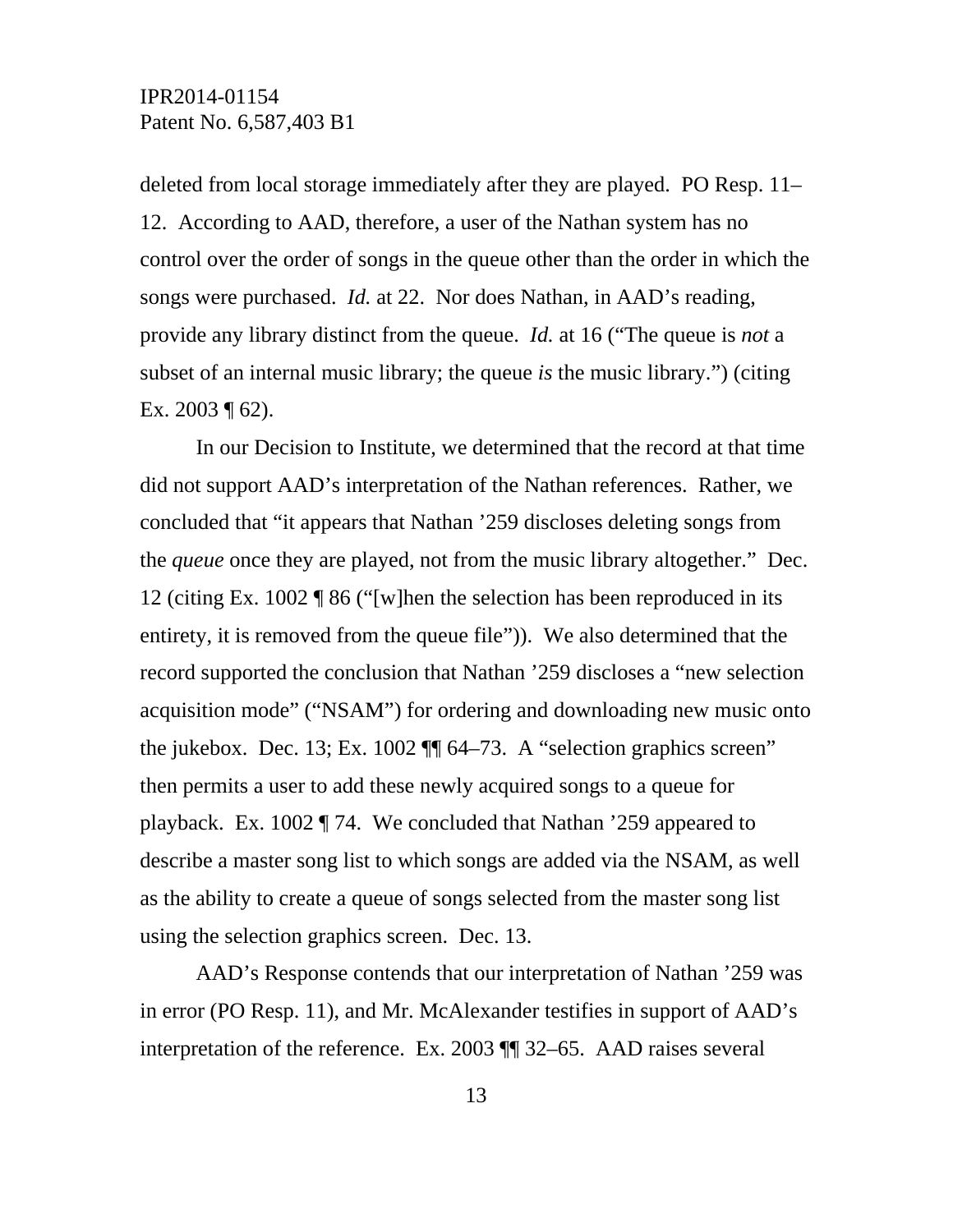deleted from local storage immediately after they are played. PO Resp. 11–12. According to AAD, therefore, a user of the Nathan system has no control over the order of songs in the queue other than the order in which the songs were purchased. *Id.* at 22. Nor does Nathan, in AAD's reading, provide any library distinct from the queue. *Id.* at 16 ("The queue is *not* a subset of an internal music library; the queue *is* the music library.") (citing Ex. 2003 ¶ 62).

In our Decision to Institute, we determined that the record at that time did not support AAD's interpretation of the Nathan references. Rather, we concluded that "it appears that Nathan '259 discloses deleting songs from the *queue* once they are played, not from the music library altogether." Dec. 12 (citing Ex. 1002 ¶ 86 ("[w]hen the selection has been reproduced in its entirety, it is removed from the queue file")). We also determined that the record supported the conclusion that Nathan '259 discloses a "new selection acquisition mode" ("NSAM") for ordering and downloading new music onto the jukebox. Dec. 13; Ex. 1002 ¶¶ 64–73. A "selection graphics screen" then permits a user to add these newly acquired songs to a queue for playback. Ex. 1002 ¶ 74. We concluded that Nathan '259 appeared to describe a master song list to which songs are added via the NSAM, as well as the ability to create a queue of songs selected from the master song list using the selection graphics screen. Dec. 13.

AAD's Response contends that our interpretation of Nathan '259 was in error (PO Resp. 11), and Mr. McAlexander testifies in support of AAD's interpretation of the reference. Ex. 2003 ¶¶ 32–65. AAD raises several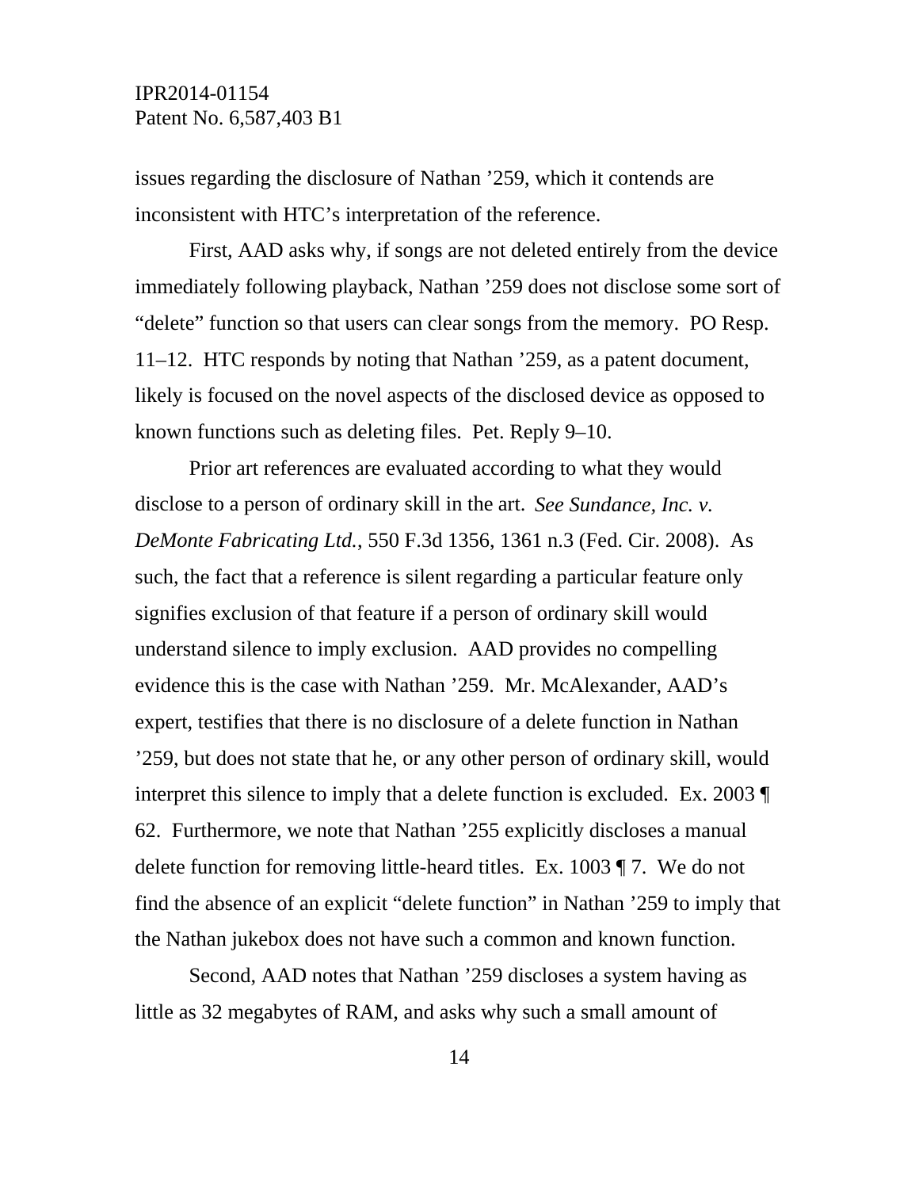issues regarding the disclosure of Nathan ’259, which it contends are inconsistent with HTC’s interpretation of the reference.

First, AAD asks why, if songs are not deleted entirely from the device immediately following playback, Nathan ’259 does not disclose some sort of “delete” function so that users can clear songs from the memory. PO Resp. 11–12. HTC responds by noting that Nathan ’259, as a patent document, likely is focused on the novel aspects of the disclosed device as opposed to known functions such as deleting files. Pet. Reply 9–10.

Prior art references are evaluated according to what they would disclose to a person of ordinary skill in the art. *See Sundance, Inc. v. DeMonte Fabricating Ltd.*, 550 F.3d 1356, 1361 n.3 (Fed. Cir. 2008). As such, the fact that a reference is silent regarding a particular feature only signifies exclusion of that feature if a person of ordinary skill would understand silence to imply exclusion. AAD provides no compelling evidence this is the case with Nathan ’259. Mr. McAlexander, AAD’s expert, testifies that there is no disclosure of a delete function in Nathan ’259, but does not state that he, or any other person of ordinary skill, would interpret this silence to imply that a delete function is excluded. Ex. 2003 ¶ 62. Furthermore, we note that Nathan ’255 explicitly discloses a manual delete function for removing little-heard titles. Ex. 1003 ¶ 7. We do not find the absence of an explicit “delete function” in Nathan ’259 to imply that the Nathan jukebox does not have such a common and known function.

Second, AAD notes that Nathan ’259 discloses a system having as little as 32 megabytes of RAM, and asks why such a small amount of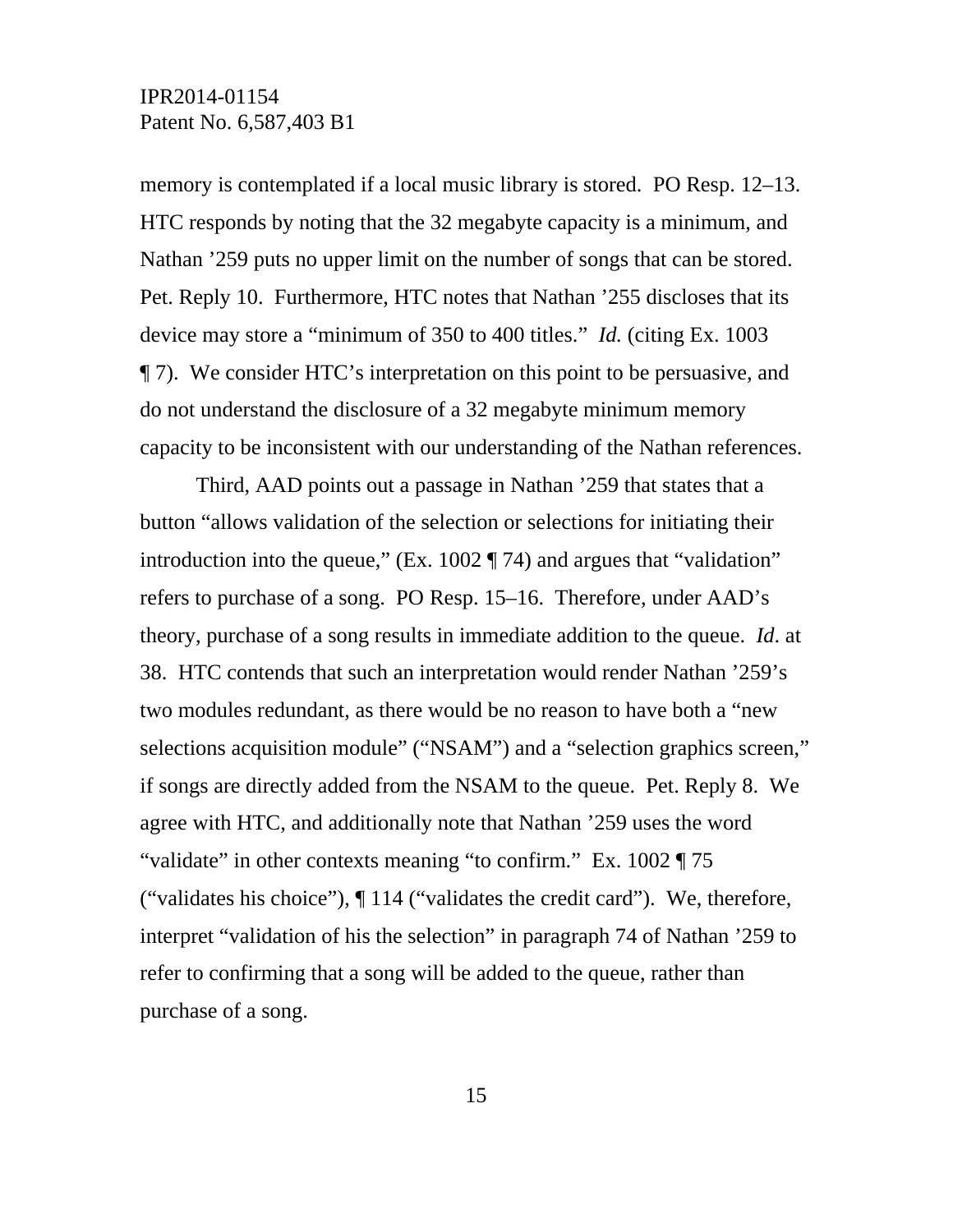memory is contemplated if a local music library is stored. PO Resp. 12–13. HTC responds by noting that the 32 megabyte capacity is a minimum, and Nathan ’259 puts no upper limit on the number of songs that can be stored. Pet. Reply 10. Furthermore, HTC notes that Nathan ’255 discloses that its device may store a “minimum of 350 to 400 titles.” *Id.* (citing Ex. 1003 ¶ 7). We consider HTC’s interpretation on this point to be persuasive, and do not understand the disclosure of a 32 megabyte minimum memory capacity to be inconsistent with our understanding of the Nathan references.

Third, AAD points out a passage in Nathan ’259 that states that a button “allows validation of the selection or selections for initiating their introduction into the queue,” (Ex. 1002 ¶ 74) and argues that “validation” refers to purchase of a song. PO Resp. 15–16. Therefore, under AAD’s theory, purchase of a song results in immediate addition to the queue. *Id.* at 38. HTC contends that such an interpretation would render Nathan ’259’s two modules redundant, as there would be no reason to have both a “new selections acquisition module” (“NSAM”) and a “selection graphics screen,” if songs are directly added from the NSAM to the queue. Pet. Reply 8. We agree with HTC, and additionally note that Nathan ’259 uses the word “validate” in other contexts meaning “to confirm.” Ex. 1002 ¶ 75 (“validates his choice”), ¶ 114 (“validates the credit card”). We, therefore, interpret “validation of his the selection” in paragraph 74 of Nathan ’259 to refer to confirming that a song will be added to the queue, rather than purchase of a song.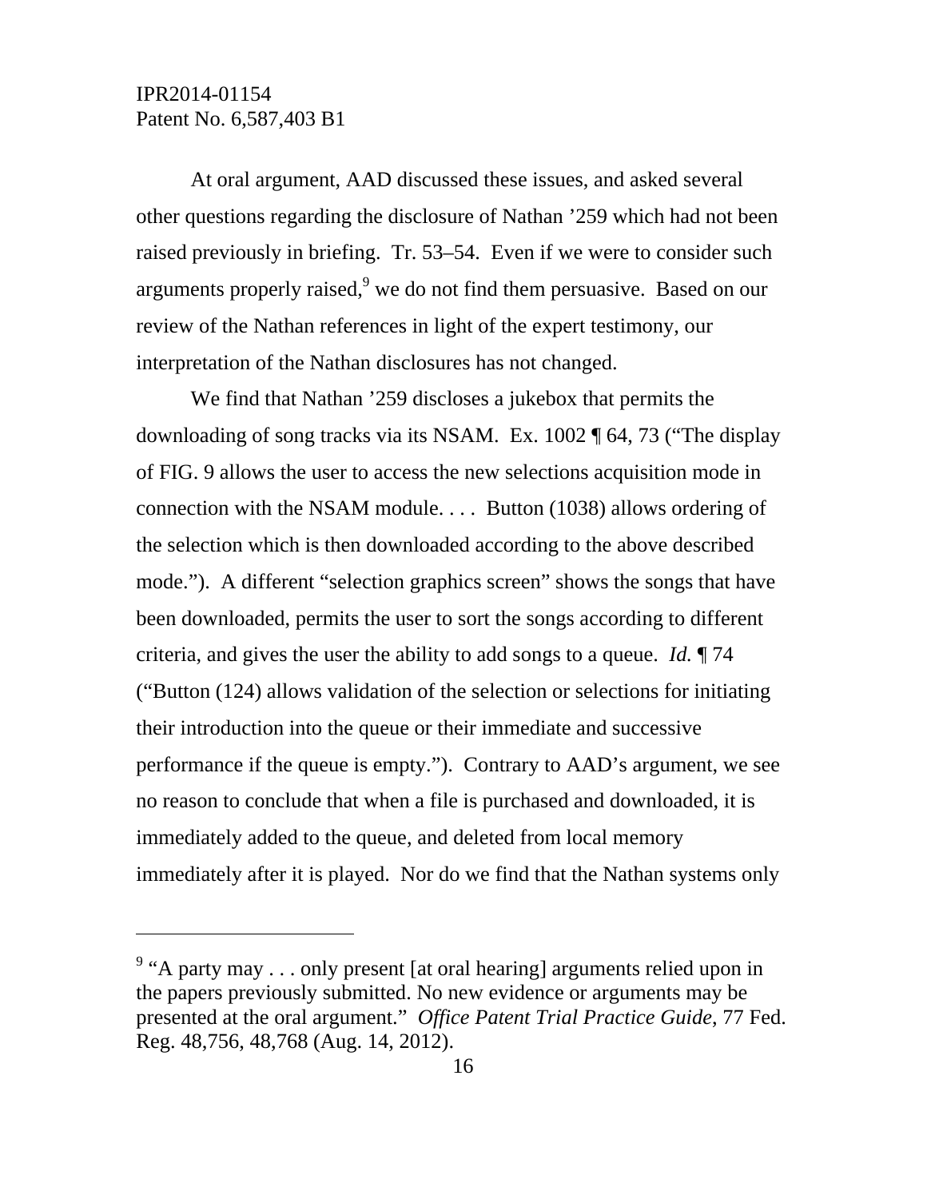At oral argument, AAD discussed these issues, and asked several other questions regarding the disclosure of Nathan '259 which had not been raised previously in briefing. Tr. 53–54. Even if we were to consider such arguments properly raised,[9] we do not find them persuasive. Based on our review of the Nathan references in light of the expert testimony, our interpretation of the Nathan disclosures has not changed.

We find that Nathan '259 discloses a jukebox that permits the downloading of song tracks via its NSAM. Ex. 1002 ¶ 64, 73 ("The display of FIG. 9 allows the user to access the new selections acquisition mode in connection with the NSAM module. . . . Button (1038) allows ordering of the selection which is then downloaded according to the above described mode."). A different "selection graphics screen" shows the songs that have been downloaded, permits the user to sort the songs according to different criteria, and gives the user the ability to add songs to a queue. *Id.* ¶ 74 ("Button (124) allows validation of the selection or selections for initiating their introduction into the queue or their immediate and successive performance if the queue is empty."). Contrary to AAD's argument, we see no reason to conclude that when a file is purchased and downloaded, it is immediately added to the queue, and deleted from local memory immediately after it is played. Nor do we find that the Nathan systems only

---

[9] "A party may . . . only present [at oral hearing] arguments relied upon in the papers previously submitted. No new evidence or arguments may be presented at the oral argument." *Office Patent Trial Practice Guide*, 77 Fed. Reg. 48,756, 48,768 (Aug. 14, 2012).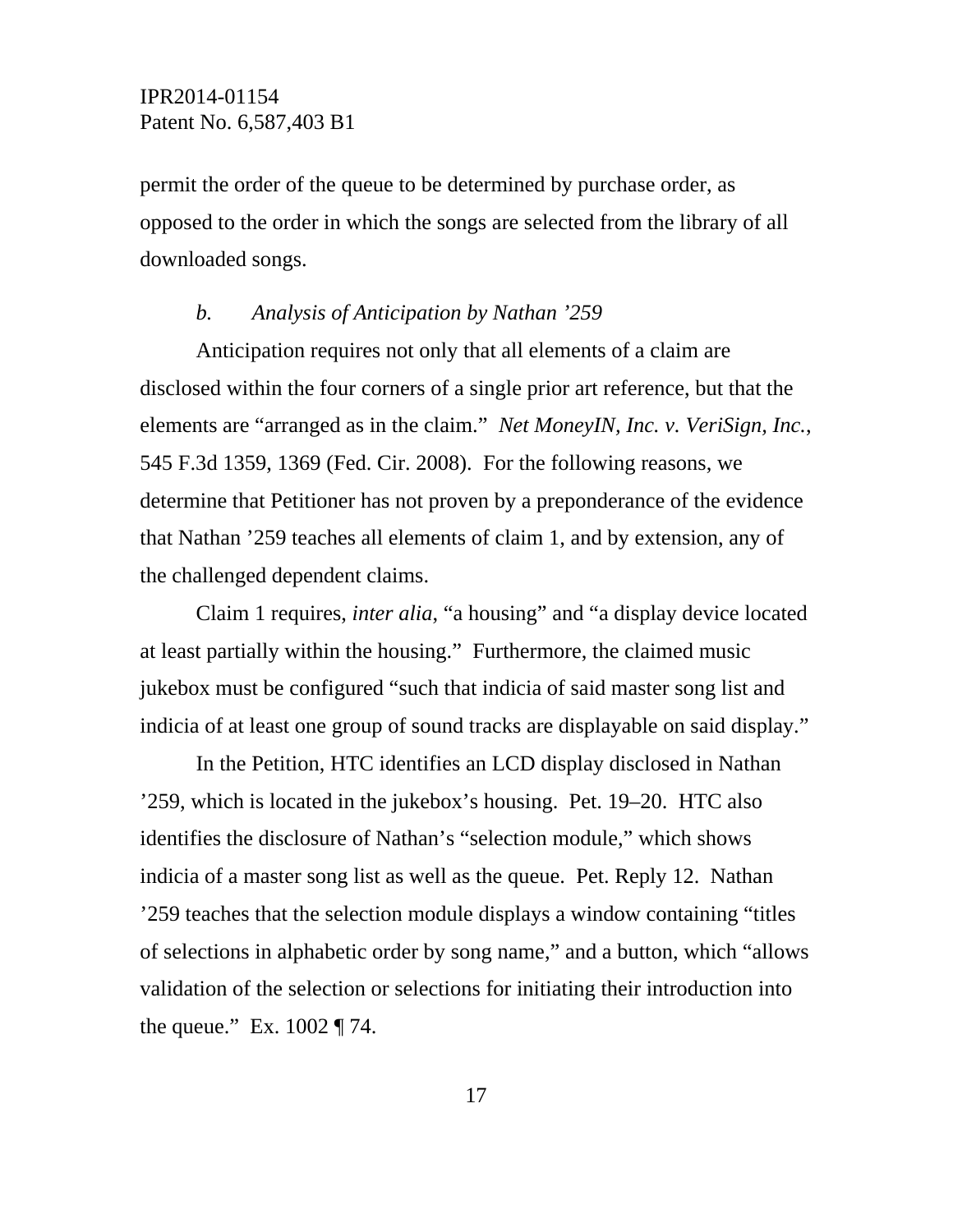permit the order of the queue to be determined by purchase order, as opposed to the order in which the songs are selected from the library of all downloaded songs.

*b. Analysis of Anticipation by Nathan ’259*

Anticipation requires not only that all elements of a claim are disclosed within the four corners of a single prior art reference, but that the elements are “arranged as in the claim.” *Net MoneyIN, Inc. v. VeriSign, Inc.*, 545 F.3d 1359, 1369 (Fed. Cir. 2008). For the following reasons, we determine that Petitioner has not proven by a preponderance of the evidence that Nathan ’259 teaches all elements of claim 1, and by extension, any of the challenged dependent claims.

Claim 1 requires, *inter alia*, “a housing” and “a display device located at least partially within the housing.” Furthermore, the claimed music jukebox must be configured “such that indicia of said master song list and indicia of at least one group of sound tracks are displayable on said display.”

In the Petition, HTC identifies an LCD display disclosed in Nathan ’259, which is located in the jukebox’s housing. Pet. 19–20. HTC also identifies the disclosure of Nathan’s “selection module,” which shows indicia of a master song list as well as the queue. Pet. Reply 12. Nathan ’259 teaches that the selection module displays a window containing “titles of selections in alphabetic order by song name,” and a button, which “allows validation of the selection or selections for initiating their introduction into the queue.” Ex. 1002 ¶ 74.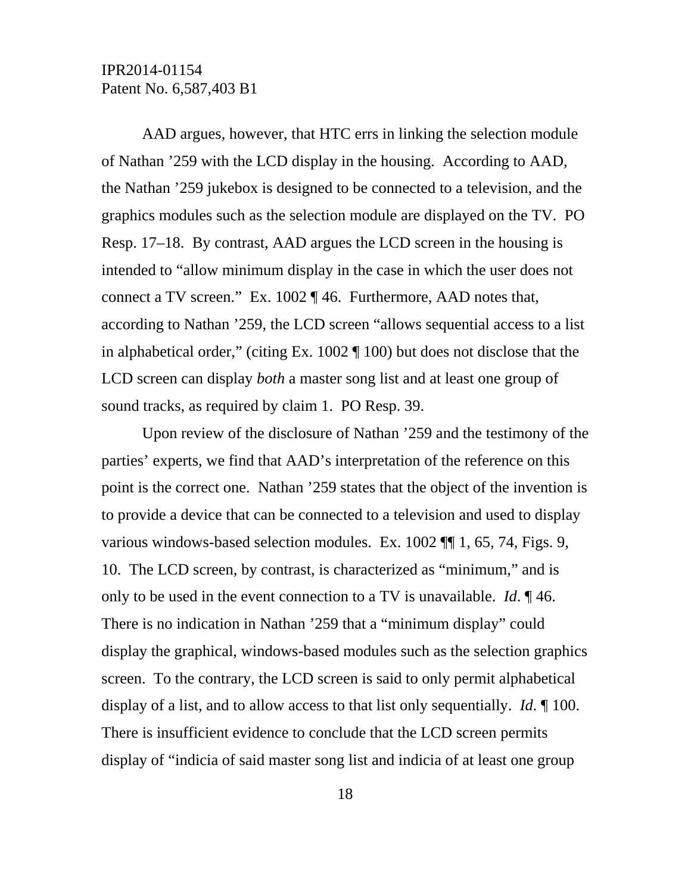AAD argues, however, that HTC errs in linking the selection module of Nathan '259 with the LCD display in the housing. According to AAD, the Nathan '259 jukebox is designed to be connected to a television, and the graphics modules such as the selection module are displayed on the TV. PO Resp. 17–18. By contrast, AAD argues the LCD screen in the housing is intended to "allow minimum display in the case in which the user does not connect a TV screen." Ex. 1002 ¶ 46. Furthermore, AAD notes that, according to Nathan '259, the LCD screen "allows sequential access to a list in alphabetical order," (citing Ex. 1002 ¶ 100) but does not disclose that the LCD screen can display *both* a master song list and at least one group of sound tracks, as required by claim 1. PO Resp. 39.

Upon review of the disclosure of Nathan '259 and the testimony of the parties' experts, we find that AAD's interpretation of the reference on this point is the correct one. Nathan '259 states that the object of the invention is to provide a device that can be connected to a television and used to display various windows-based selection modules. Ex. 1002 ¶¶ 1, 65, 74, Figs. 9, 10. The LCD screen, by contrast, is characterized as "minimum," and is only to be used in the event connection to a TV is unavailable. *Id*. ¶ 46. There is no indication in Nathan '259 that a "minimum display" could display the graphical, windows-based modules such as the selection graphics screen. To the contrary, the LCD screen is said to only permit alphabetical display of a list, and to allow access to that list only sequentially. *Id*. ¶ 100. There is insufficient evidence to conclude that the LCD screen permits display of "indicia of said master song list and indicia of at least one group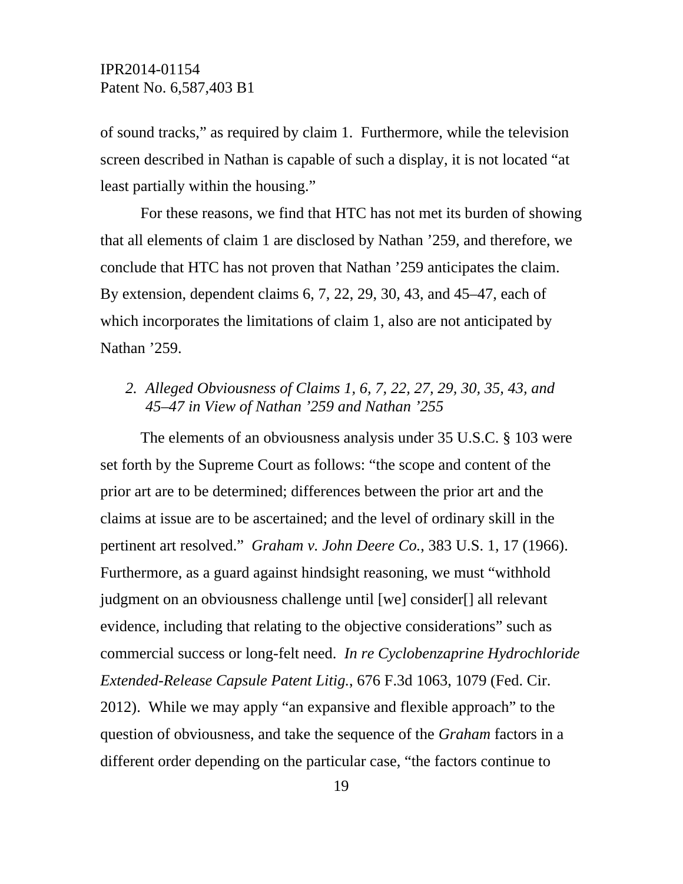of sound tracks," as required by claim 1. Furthermore, while the television screen described in Nathan is capable of such a display, it is not located "at least partially within the housing."

For these reasons, we find that HTC has not met its burden of showing that all elements of claim 1 are disclosed by Nathan '259, and therefore, we conclude that HTC has not proven that Nathan '259 anticipates the claim. By extension, dependent claims 6, 7, 22, 29, 30, 43, and 45–47, each of which incorporates the limitations of claim 1, also are not anticipated by Nathan '259.

### *2. Alleged Obviousness of Claims 1, 6, 7, 22, 27, 29, 30, 35, 43, and 45–47 in View of Nathan '259 and Nathan '255*

The elements of an obviousness analysis under 35 U.S.C. § 103 were set forth by the Supreme Court as follows: "the scope and content of the prior art are to be determined; differences between the prior art and the claims at issue are to be ascertained; and the level of ordinary skill in the pertinent art resolved." *Graham v. John Deere Co.*, 383 U.S. 1, 17 (1966). Furthermore, as a guard against hindsight reasoning, we must "withhold judgment on an obviousness challenge until [we] consider[] all relevant evidence, including that relating to the objective considerations" such as commercial success or long-felt need. *In re Cyclobenzaprine Hydrochloride Extended-Release Capsule Patent Litig.*, 676 F.3d 1063, 1079 (Fed. Cir. 2012). While we may apply "an expansive and flexible approach" to the question of obviousness, and take the sequence of the *Graham* factors in a different order depending on the particular case, "the factors continue to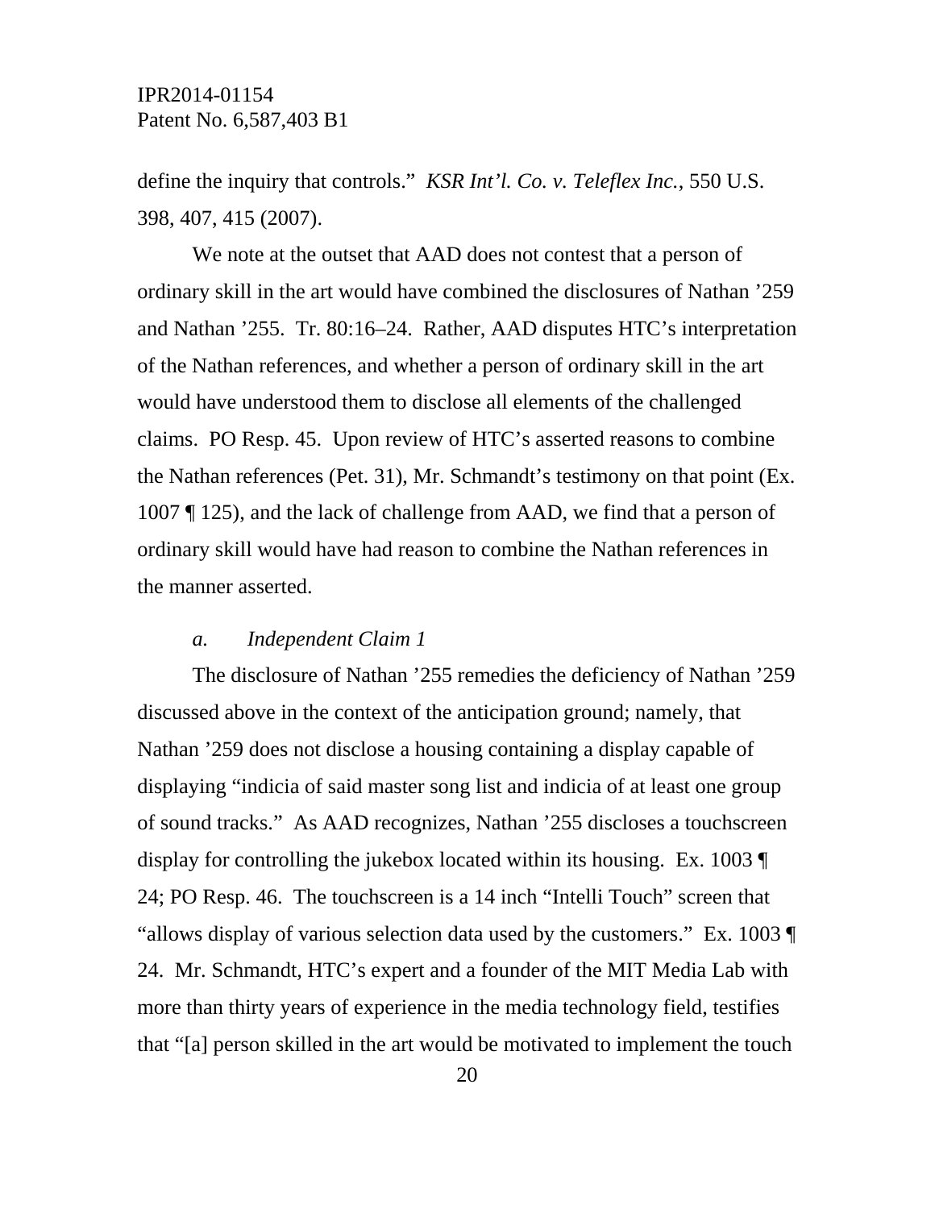define the inquiry that controls." *KSR Int'l. Co. v. Teleflex Inc.*, 550 U.S. 398, 407, 415 (2007).

We note at the outset that AAD does not contest that a person of ordinary skill in the art would have combined the disclosures of Nathan '259 and Nathan '255. Tr. 80:16–24. Rather, AAD disputes HTC's interpretation of the Nathan references, and whether a person of ordinary skill in the art would have understood them to disclose all elements of the challenged claims. PO Resp. 45. Upon review of HTC's asserted reasons to combine the Nathan references (Pet. 31), Mr. Schmandt's testimony on that point (Ex. 1007 ¶ 125), and the lack of challenge from AAD, we find that a person of ordinary skill would have had reason to combine the Nathan references in the manner asserted.

*a. Independent Claim 1*

The disclosure of Nathan '255 remedies the deficiency of Nathan '259 discussed above in the context of the anticipation ground; namely, that Nathan '259 does not disclose a housing containing a display capable of displaying "indicia of said master song list and indicia of at least one group of sound tracks." As AAD recognizes, Nathan '255 discloses a touchscreen display for controlling the jukebox located within its housing. Ex. 1003 ¶ 24; PO Resp. 46. The touchscreen is a 14 inch "Intelli Touch" screen that "allows display of various selection data used by the customers." Ex. 1003 ¶ 24. Mr. Schmandt, HTC's expert and a founder of the MIT Media Lab with more than thirty years of experience in the media technology field, testifies that "[a] person skilled in the art would be motivated to implement the touch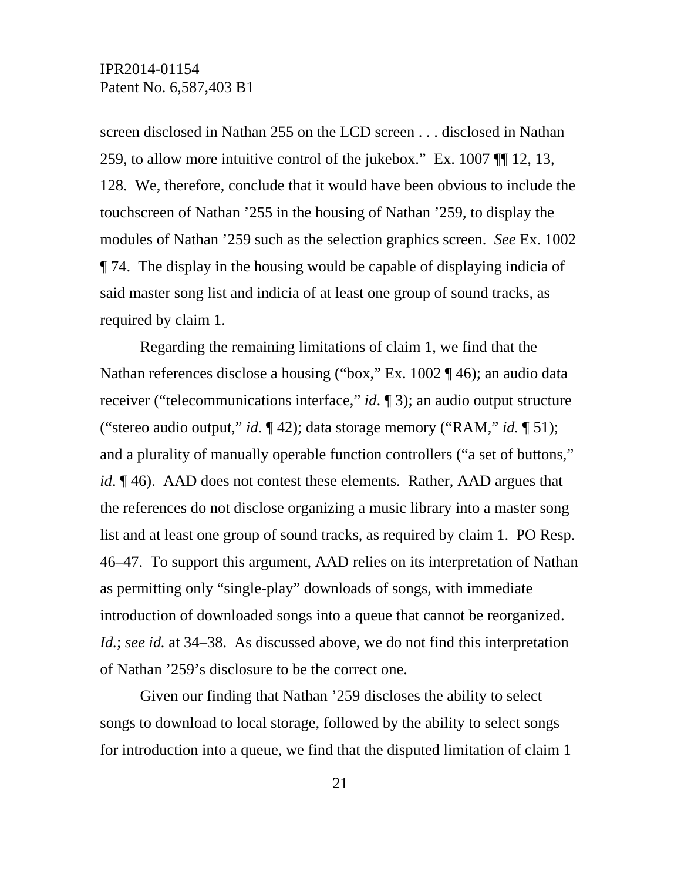screen disclosed in Nathan 255 on the LCD screen . . . disclosed in Nathan 259, to allow more intuitive control of the jukebox." Ex. 1007 ¶¶ 12, 13, 128. We, therefore, conclude that it would have been obvious to include the touchscreen of Nathan '255 in the housing of Nathan '259, to display the modules of Nathan '259 such as the selection graphics screen. *See* Ex. 1002 ¶ 74. The display in the housing would be capable of displaying indicia of said master song list and indicia of at least one group of sound tracks, as required by claim 1.

Regarding the remaining limitations of claim 1, we find that the Nathan references disclose a housing ("box," Ex. 1002 ¶ 46); an audio data receiver ("telecommunications interface," *id*. ¶ 3); an audio output structure ("stereo audio output," *id*. ¶ 42); data storage memory ("RAM," *id.* ¶ 51); and a plurality of manually operable function controllers ("a set of buttons," *id*. ¶ 46). AAD does not contest these elements. Rather, AAD argues that the references do not disclose organizing a music library into a master song list and at least one group of sound tracks, as required by claim 1. PO Resp. 46–47. To support this argument, AAD relies on its interpretation of Nathan as permitting only "single-play" downloads of songs, with immediate introduction of downloaded songs into a queue that cannot be reorganized. *Id.*; *see id.* at 34–38. As discussed above, we do not find this interpretation of Nathan '259's disclosure to be the correct one.

Given our finding that Nathan '259 discloses the ability to select songs to download to local storage, followed by the ability to select songs for introduction into a queue, we find that the disputed limitation of claim 1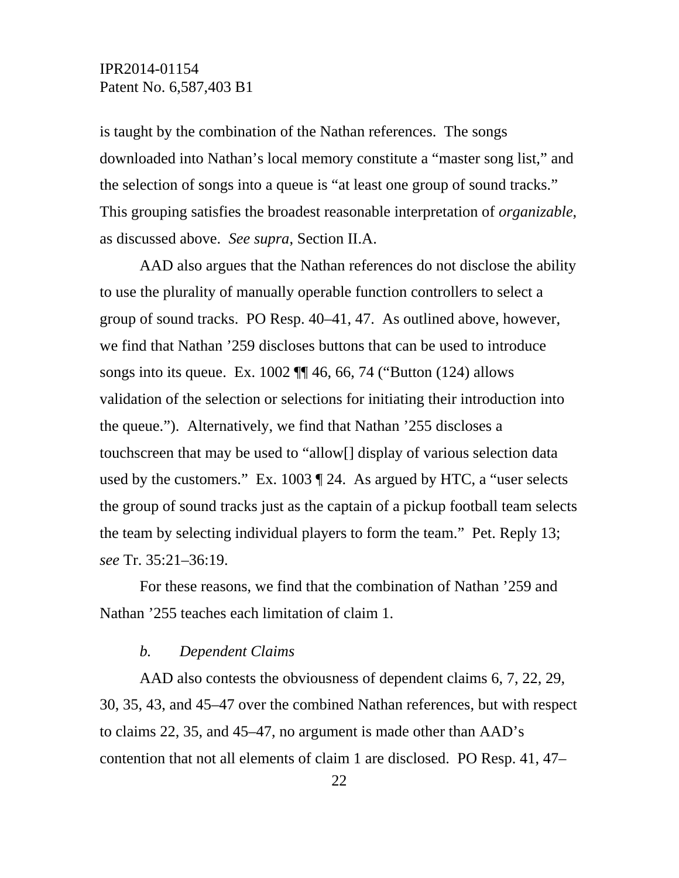is taught by the combination of the Nathan references. The songs downloaded into Nathan's local memory constitute a "master song list," and the selection of songs into a queue is "at least one group of sound tracks." This grouping satisfies the broadest reasonable interpretation of *organizable*, as discussed above. *See supra*, Section II.A.

AAD also argues that the Nathan references do not disclose the ability to use the plurality of manually operable function controllers to select a group of sound tracks. PO Resp. 40–41, 47. As outlined above, however, we find that Nathan '259 discloses buttons that can be used to introduce songs into its queue. Ex. 1002 ¶¶ 46, 66, 74 ("Button (124) allows validation of the selection or selections for initiating their introduction into the queue."). Alternatively, we find that Nathan '255 discloses a touchscreen that may be used to "allow[] display of various selection data used by the customers." Ex. 1003 ¶ 24. As argued by HTC, a "user selects the group of sound tracks just as the captain of a pickup football team selects the team by selecting individual players to form the team." Pet. Reply 13; *see* Tr. 35:21–36:19.

For these reasons, we find that the combination of Nathan '259 and Nathan '255 teaches each limitation of claim 1.

*b. Dependent Claims*

AAD also contests the obviousness of dependent claims 6, 7, 22, 29, 30, 35, 43, and 45–47 over the combined Nathan references, but with respect to claims 22, 35, and 45–47, no argument is made other than AAD's contention that not all elements of claim 1 are disclosed. PO Resp. 41, 47–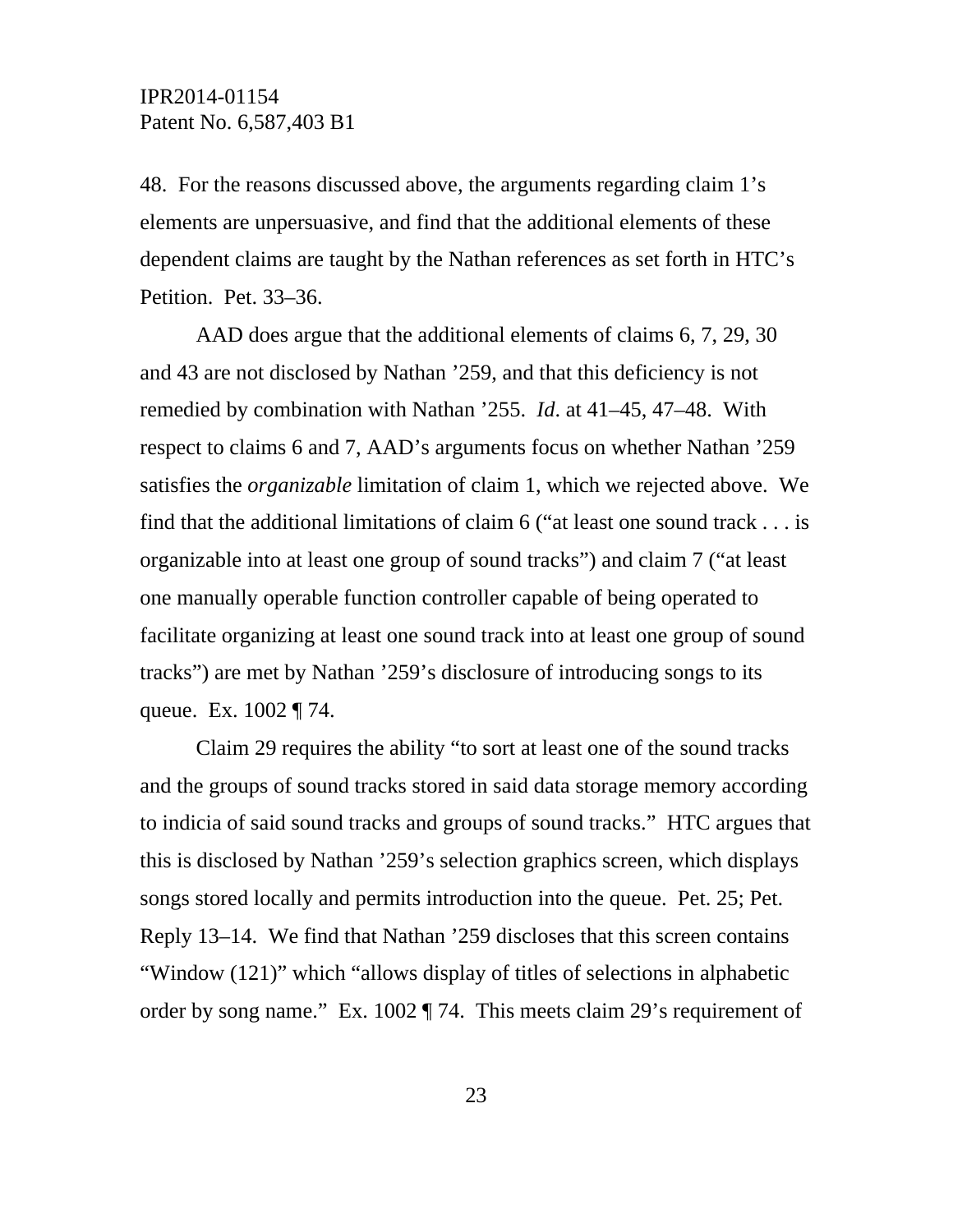48. For the reasons discussed above, the arguments regarding claim 1's elements are unpersuasive, and find that the additional elements of these dependent claims are taught by the Nathan references as set forth in HTC's Petition. Pet. 33–36.

AAD does argue that the additional elements of claims 6, 7, 29, 30 and 43 are not disclosed by Nathan '259, and that this deficiency is not remedied by combination with Nathan '255. *Id*. at 41–45, 47–48. With respect to claims 6 and 7, AAD's arguments focus on whether Nathan '259 satisfies the *organizable* limitation of claim 1, which we rejected above. We find that the additional limitations of claim 6 ("at least one sound track . . . is organizable into at least one group of sound tracks") and claim 7 ("at least one manually operable function controller capable of being operated to facilitate organizing at least one sound track into at least one group of sound tracks") are met by Nathan '259's disclosure of introducing songs to its queue. Ex. 1002 ¶ 74.

Claim 29 requires the ability "to sort at least one of the sound tracks and the groups of sound tracks stored in said data storage memory according to indicia of said sound tracks and groups of sound tracks." HTC argues that this is disclosed by Nathan '259's selection graphics screen, which displays songs stored locally and permits introduction into the queue. Pet. 25; Pet. Reply 13–14. We find that Nathan '259 discloses that this screen contains "Window (121)" which "allows display of titles of selections in alphabetic order by song name." Ex. 1002 ¶ 74. This meets claim 29's requirement of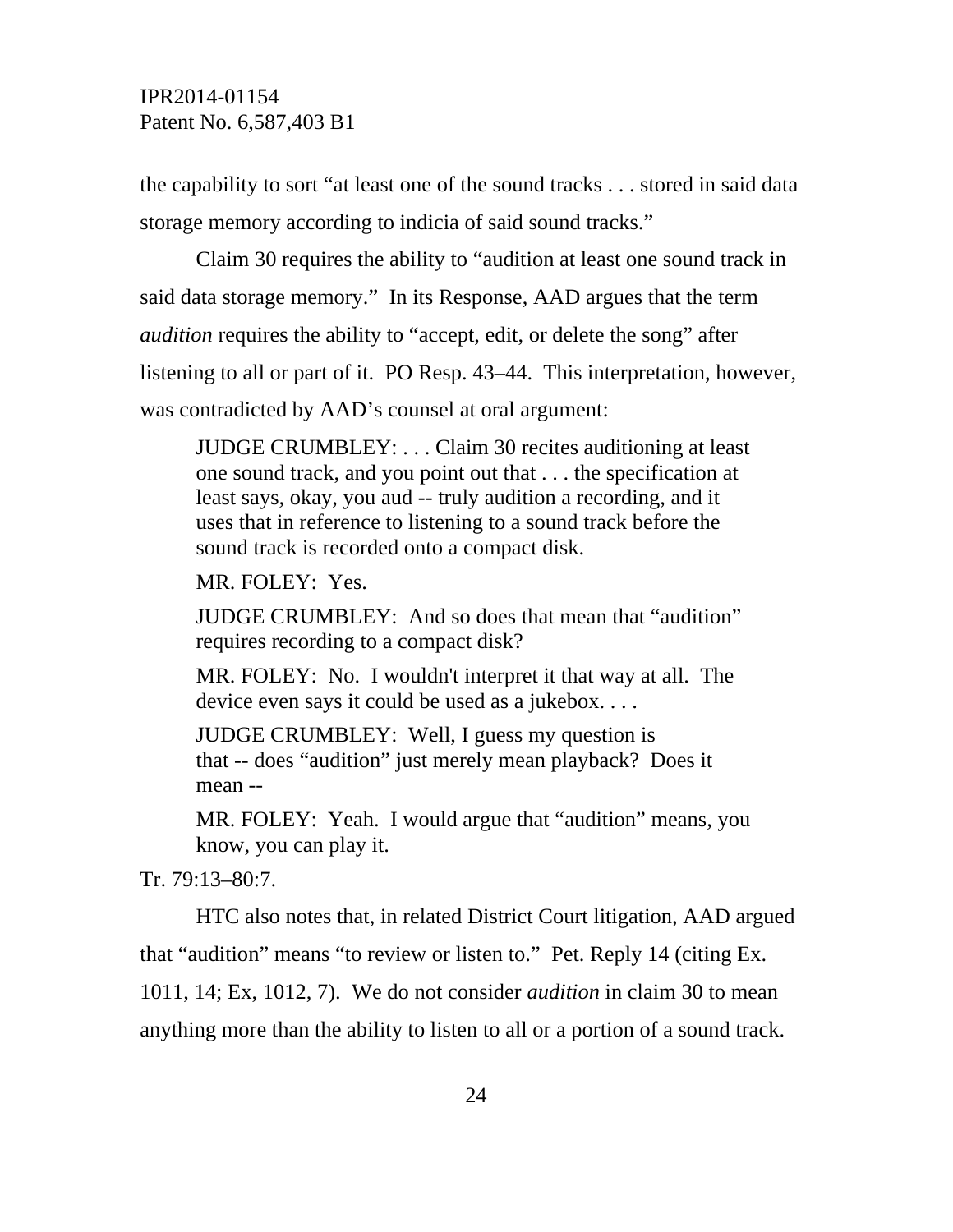the capability to sort "at least one of the sound tracks . . . stored in said data storage memory according to indicia of said sound tracks."

Claim 30 requires the ability to "audition at least one sound track in said data storage memory." In its Response, AAD argues that the term *audition* requires the ability to "accept, edit, or delete the song" after listening to all or part of it. PO Resp. 43–44. This interpretation, however, was contradicted by AAD's counsel at oral argument:

> JUDGE CRUMBLEY: . . . Claim 30 recites auditioning at least one sound track, and you point out that . . . the specification at least says, okay, you aud -- truly audition a recording, and it uses that in reference to listening to a sound track before the sound track is recorded onto a compact disk.
>
> MR. FOLEY: Yes.
>
> JUDGE CRUMBLEY: And so does that mean that "audition" requires recording to a compact disk?
>
> MR. FOLEY: No. I wouldn't interpret it that way at all. The device even says it could be used as a jukebox. . . .
>
> JUDGE CRUMBLEY: Well, I guess my question is that -- does "audition" just merely mean playback? Does it mean --
>
> MR. FOLEY: Yeah. I would argue that "audition" means, you know, you can play it.

Tr. 79:13–80:7.

HTC also notes that, in related District Court litigation, AAD argued that "audition" means "to review or listen to." Pet. Reply 14 (citing Ex. 1011, 14; Ex, 1012, 7). We do not consider *audition* in claim 30 to mean anything more than the ability to listen to all or a portion of a sound track.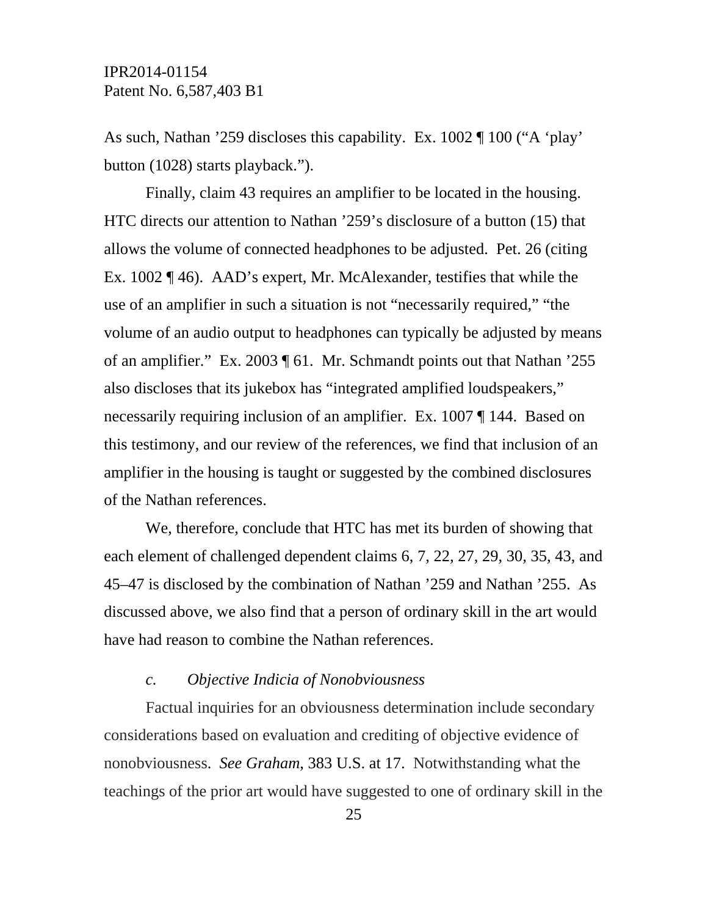As such, Nathan ’259 discloses this capability. Ex. 1002 ¶ 100 (“A ‘play’ button (1028) starts playback.”).

Finally, claim 43 requires an amplifier to be located in the housing. HTC directs our attention to Nathan ’259’s disclosure of a button (15) that allows the volume of connected headphones to be adjusted. Pet. 26 (citing Ex. 1002 ¶ 46). AAD’s expert, Mr. McAlexander, testifies that while the use of an amplifier in such a situation is not “necessarily required,” “the volume of an audio output to headphones can typically be adjusted by means of an amplifier.” Ex. 2003 ¶ 61. Mr. Schmandt points out that Nathan ’255 also discloses that its jukebox has “integrated amplified loudspeakers,” necessarily requiring inclusion of an amplifier. Ex. 1007 ¶ 144. Based on this testimony, and our review of the references, we find that inclusion of an amplifier in the housing is taught or suggested by the combined disclosures of the Nathan references.

We, therefore, conclude that HTC has met its burden of showing that each element of challenged dependent claims 6, 7, 22, 27, 29, 30, 35, 43, and 45–47 is disclosed by the combination of Nathan ’259 and Nathan ’255. As discussed above, we also find that a person of ordinary skill in the art would have had reason to combine the Nathan references.

#### *c. Objective Indicia of Nonobviousness*

Factual inquiries for an obviousness determination include secondary considerations based on evaluation and crediting of objective evidence of nonobviousness. *See Graham*, 383 U.S. at 17. Notwithstanding what the teachings of the prior art would have suggested to one of ordinary skill in the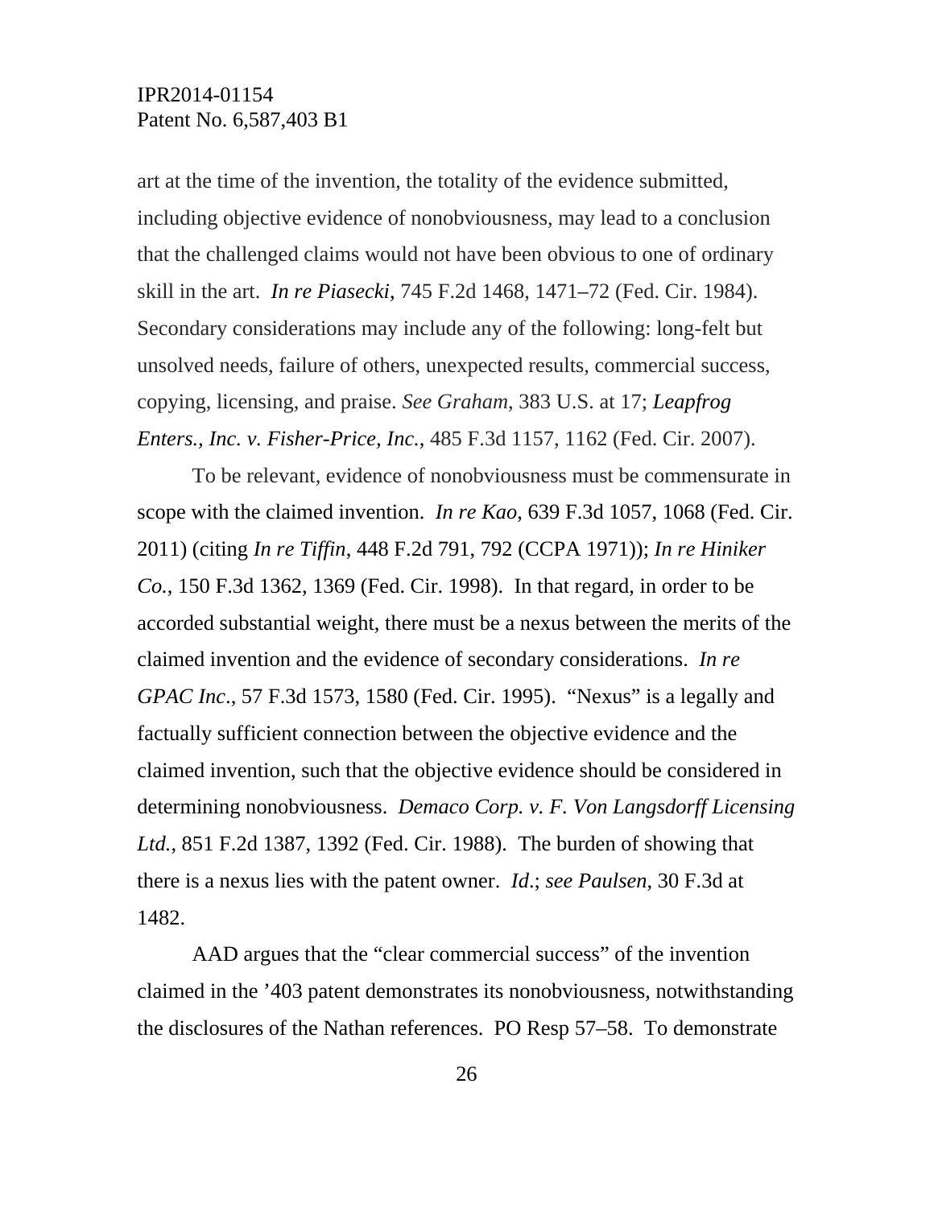art at the time of the invention, the totality of the evidence submitted, including objective evidence of nonobviousness, may lead to a conclusion that the challenged claims would not have been obvious to one of ordinary skill in the art. *In re Piasecki*, 745 F.2d 1468, 1471–72 (Fed. Cir. 1984). Secondary considerations may include any of the following: long-felt but unsolved needs, failure of others, unexpected results, commercial success, copying, licensing, and praise. *See Graham*, 383 U.S. at 17; *Leapfrog Enters., Inc. v. Fisher-Price, Inc.*, 485 F.3d 1157, 1162 (Fed. Cir. 2007).

To be relevant, evidence of nonobviousness must be commensurate in scope with the claimed invention. *In re Kao*, 639 F.3d 1057, 1068 (Fed. Cir. 2011) (citing *In re Tiffin*, 448 F.2d 791, 792 (CCPA 1971)); *In re Hiniker Co.*, 150 F.3d 1362, 1369 (Fed. Cir. 1998). In that regard, in order to be accorded substantial weight, there must be a nexus between the merits of the claimed invention and the evidence of secondary considerations. *In re GPAC Inc.*, 57 F.3d 1573, 1580 (Fed. Cir. 1995). "Nexus" is a legally and factually sufficient connection between the objective evidence and the claimed invention, such that the objective evidence should be considered in determining nonobviousness. *Demaco Corp. v. F. Von Langsdorff Licensing Ltd.*, 851 F.2d 1387, 1392 (Fed. Cir. 1988). The burden of showing that there is a nexus lies with the patent owner. *Id*.; *see Paulsen*, 30 F.3d at 1482.

AAD argues that the "clear commercial success" of the invention claimed in the '403 patent demonstrates its nonobviousness, notwithstanding the disclosures of the Nathan references. PO Resp 57–58. To demonstrate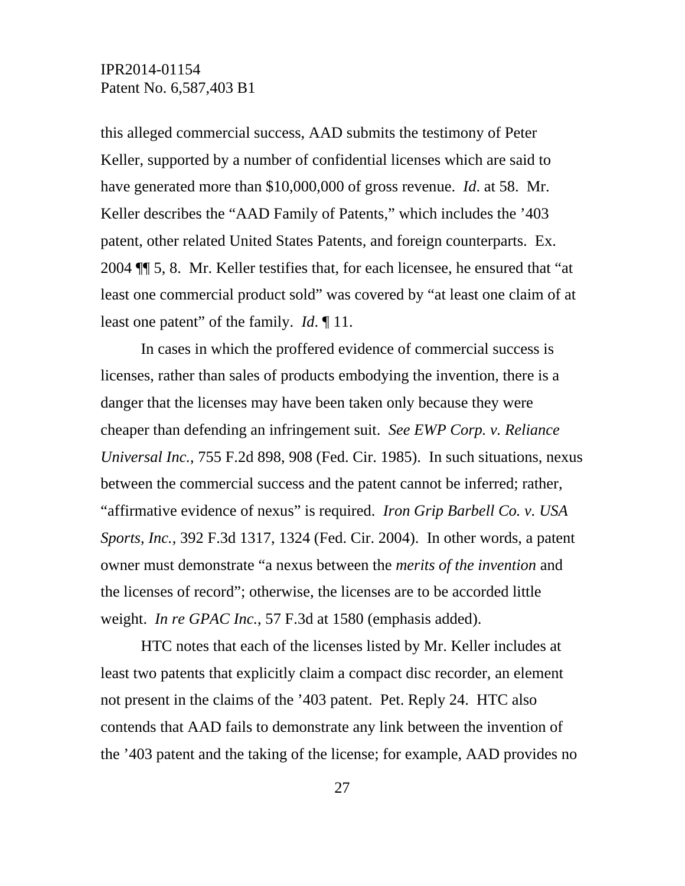this alleged commercial success, AAD submits the testimony of Peter Keller, supported by a number of confidential licenses which are said to have generated more than $10,000,000 of gross revenue. *Id*. at 58. Mr. Keller describes the "AAD Family of Patents," which includes the '403 patent, other related United States Patents, and foreign counterparts. Ex. 2004 ¶¶ 5, 8. Mr. Keller testifies that, for each licensee, he ensured that "at least one commercial product sold" was covered by "at least one claim of at least one patent" of the family. *Id*. ¶ 11.

In cases in which the proffered evidence of commercial success is licenses, rather than sales of products embodying the invention, there is a danger that the licenses may have been taken only because they were cheaper than defending an infringement suit. *See EWP Corp. v. Reliance Universal Inc.*, 755 F.2d 898, 908 (Fed. Cir. 1985). In such situations, nexus between the commercial success and the patent cannot be inferred; rather, "affirmative evidence of nexus" is required. *Iron Grip Barbell Co. v. USA Sports, Inc.*, 392 F.3d 1317, 1324 (Fed. Cir. 2004). In other words, a patent owner must demonstrate "a nexus between the *merits of the invention* and the licenses of record"; otherwise, the licenses are to be accorded little weight. *In re GPAC Inc.*, 57 F.3d at 1580 (emphasis added).

HTC notes that each of the licenses listed by Mr. Keller includes at least two patents that explicitly claim a compact disc recorder, an element not present in the claims of the '403 patent. Pet. Reply 24. HTC also contends that AAD fails to demonstrate any link between the invention of the '403 patent and the taking of the license; for example, AAD provides no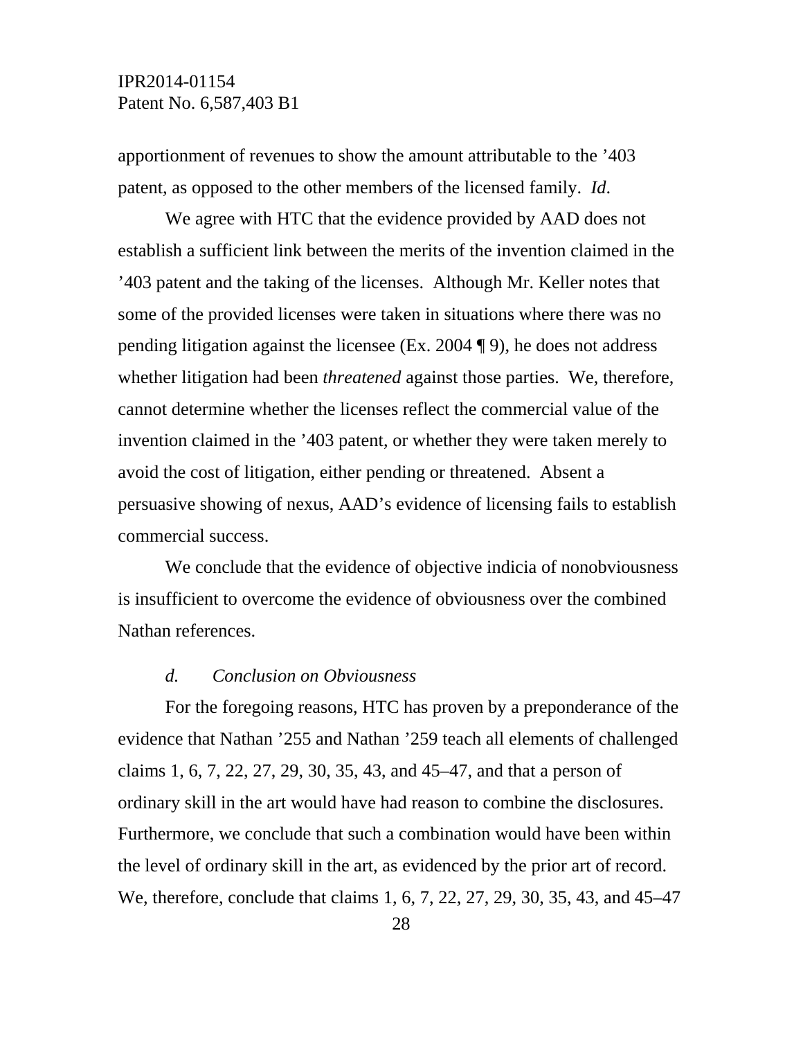apportionment of revenues to show the amount attributable to the ’403 patent, as opposed to the other members of the licensed family. *Id*.

We agree with HTC that the evidence provided by AAD does not establish a sufficient link between the merits of the invention claimed in the ’403 patent and the taking of the licenses. Although Mr. Keller notes that some of the provided licenses were taken in situations where there was no pending litigation against the licensee (Ex. 2004 ¶ 9), he does not address whether litigation had been *threatened* against those parties. We, therefore, cannot determine whether the licenses reflect the commercial value of the invention claimed in the ’403 patent, or whether they were taken merely to avoid the cost of litigation, either pending or threatened. Absent a persuasive showing of nexus, AAD’s evidence of licensing fails to establish commercial success.

We conclude that the evidence of objective indicia of nonobviousness is insufficient to overcome the evidence of obviousness over the combined Nathan references.

*d. Conclusion on Obviousness*

For the foregoing reasons, HTC has proven by a preponderance of the evidence that Nathan ’255 and Nathan ’259 teach all elements of challenged claims 1, 6, 7, 22, 27, 29, 30, 35, 43, and 45–47, and that a person of ordinary skill in the art would have had reason to combine the disclosures. Furthermore, we conclude that such a combination would have been within the level of ordinary skill in the art, as evidenced by the prior art of record. We, therefore, conclude that claims 1, 6, 7, 22, 27, 29, 30, 35, 43, and 45–47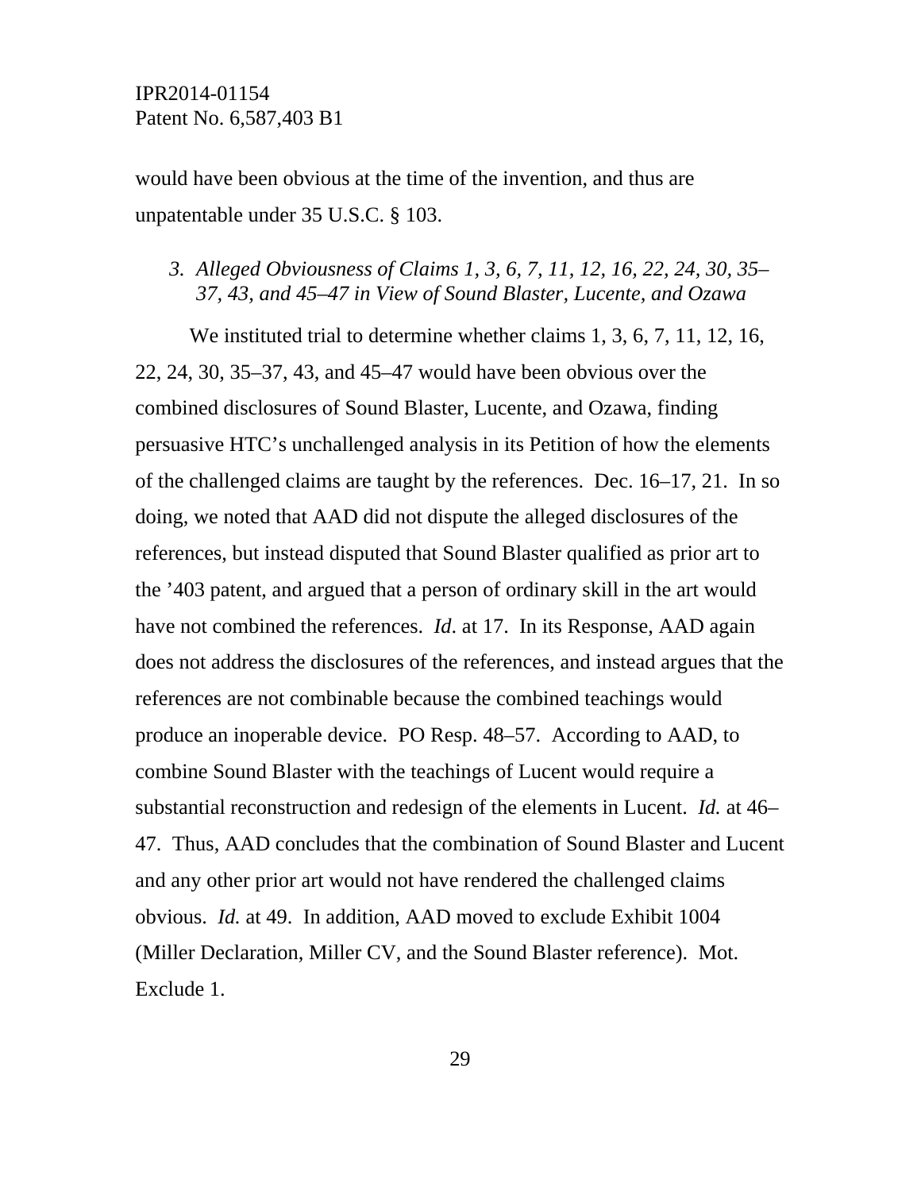would have been obvious at the time of the invention, and thus are unpatentable under 35 U.S.C. § 103.

### *3. Alleged Obviousness of Claims 1, 3, 6, 7, 11, 12, 16, 22, 24, 30, 35–37, 43, and 45–47 in View of Sound Blaster, Lucente, and Ozawa*

We instituted trial to determine whether claims 1, 3, 6, 7, 11, 12, 16, 22, 24, 30, 35–37, 43, and 45–47 would have been obvious over the combined disclosures of Sound Blaster, Lucente, and Ozawa, finding persuasive HTC's unchallenged analysis in its Petition of how the elements of the challenged claims are taught by the references. Dec. 16–17, 21. In so doing, we noted that AAD did not dispute the alleged disclosures of the references, but instead disputed that Sound Blaster qualified as prior art to the '403 patent, and argued that a person of ordinary skill in the art would have not combined the references. *Id*. at 17. In its Response, AAD again does not address the disclosures of the references, and instead argues that the references are not combinable because the combined teachings would produce an inoperable device. PO Resp. 48–57. According to AAD, to combine Sound Blaster with the teachings of Lucent would require a substantial reconstruction and redesign of the elements in Lucent. *Id.* at 46–47. Thus, AAD concludes that the combination of Sound Blaster and Lucent and any other prior art would not have rendered the challenged claims obvious. *Id.* at 49. In addition, AAD moved to exclude Exhibit 1004 (Miller Declaration, Miller CV, and the Sound Blaster reference). Mot. Exclude 1.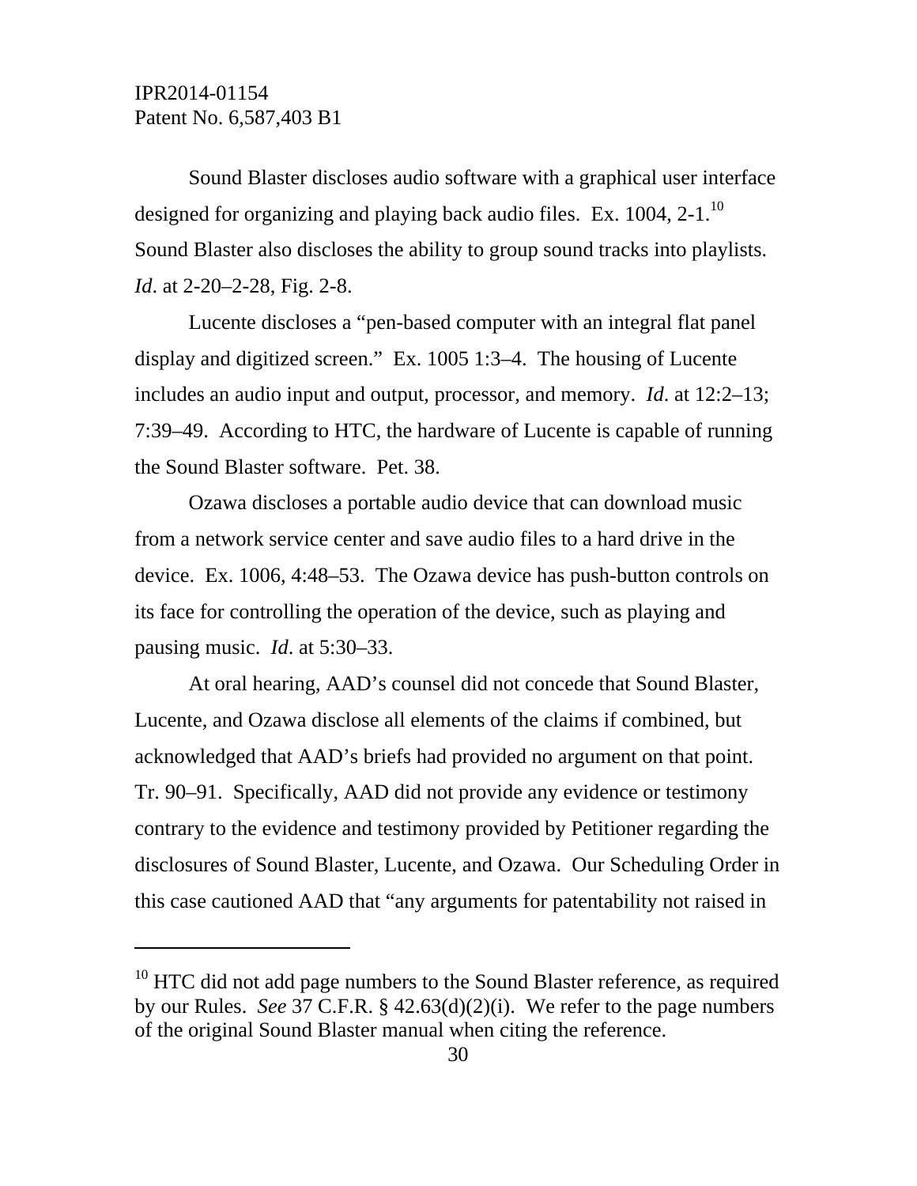Sound Blaster discloses audio software with a graphical user interface designed for organizing and playing back audio files. Ex. 1004, 2-1.[10] Sound Blaster also discloses the ability to group sound tracks into playlists. *Id*. at 2-20–2-28, Fig. 2-8.

Lucente discloses a "pen-based computer with an integral flat panel display and digitized screen." Ex. 1005 1:3–4. The housing of Lucente includes an audio input and output, processor, and memory. *Id*. at 12:2–13; 7:39–49. According to HTC, the hardware of Lucente is capable of running the Sound Blaster software. Pet. 38.

Ozawa discloses a portable audio device that can download music from a network service center and save audio files to a hard drive in the device. Ex. 1006, 4:48–53. The Ozawa device has push-button controls on its face for controlling the operation of the device, such as playing and pausing music. *Id*. at 5:30–33.

At oral hearing, AAD's counsel did not concede that Sound Blaster, Lucente, and Ozawa disclose all elements of the claims if combined, but acknowledged that AAD's briefs had provided no argument on that point. Tr. 90–91. Specifically, AAD did not provide any evidence or testimony contrary to the evidence and testimony provided by Petitioner regarding the disclosures of Sound Blaster, Lucente, and Ozawa. Our Scheduling Order in this case cautioned AAD that "any arguments for patentability not raised in

---

[10] HTC did not add page numbers to the Sound Blaster reference, as required by our Rules. *See* 37 C.F.R. § 42.63(d)(2)(i). We refer to the page numbers of the original Sound Blaster manual when citing the reference.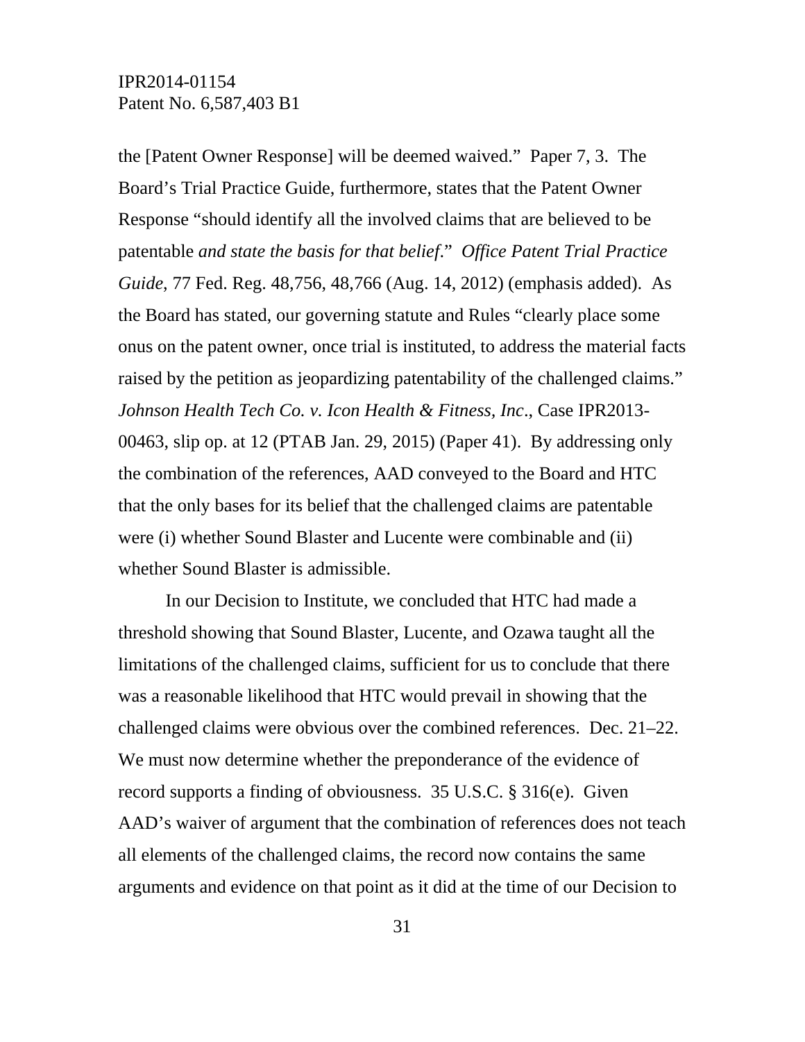the [Patent Owner Response] will be deemed waived." Paper 7, 3. The Board's Trial Practice Guide, furthermore, states that the Patent Owner Response "should identify all the involved claims that are believed to be patentable *and state the basis for that belief*." *Office Patent Trial Practice Guide*, 77 Fed. Reg. 48,756, 48,766 (Aug. 14, 2012) (emphasis added). As the Board has stated, our governing statute and Rules "clearly place some onus on the patent owner, once trial is instituted, to address the material facts raised by the petition as jeopardizing patentability of the challenged claims." *Johnson Health Tech Co. v. Icon Health & Fitness, Inc*., Case IPR2013-00463, slip op. at 12 (PTAB Jan. 29, 2015) (Paper 41). By addressing only the combination of the references, AAD conveyed to the Board and HTC that the only bases for its belief that the challenged claims are patentable were (i) whether Sound Blaster and Lucente were combinable and (ii) whether Sound Blaster is admissible.

In our Decision to Institute, we concluded that HTC had made a threshold showing that Sound Blaster, Lucente, and Ozawa taught all the limitations of the challenged claims, sufficient for us to conclude that there was a reasonable likelihood that HTC would prevail in showing that the challenged claims were obvious over the combined references. Dec. 21–22. We must now determine whether the preponderance of the evidence of record supports a finding of obviousness. 35 U.S.C. § 316(e). Given AAD's waiver of argument that the combination of references does not teach all elements of the challenged claims, the record now contains the same arguments and evidence on that point as it did at the time of our Decision to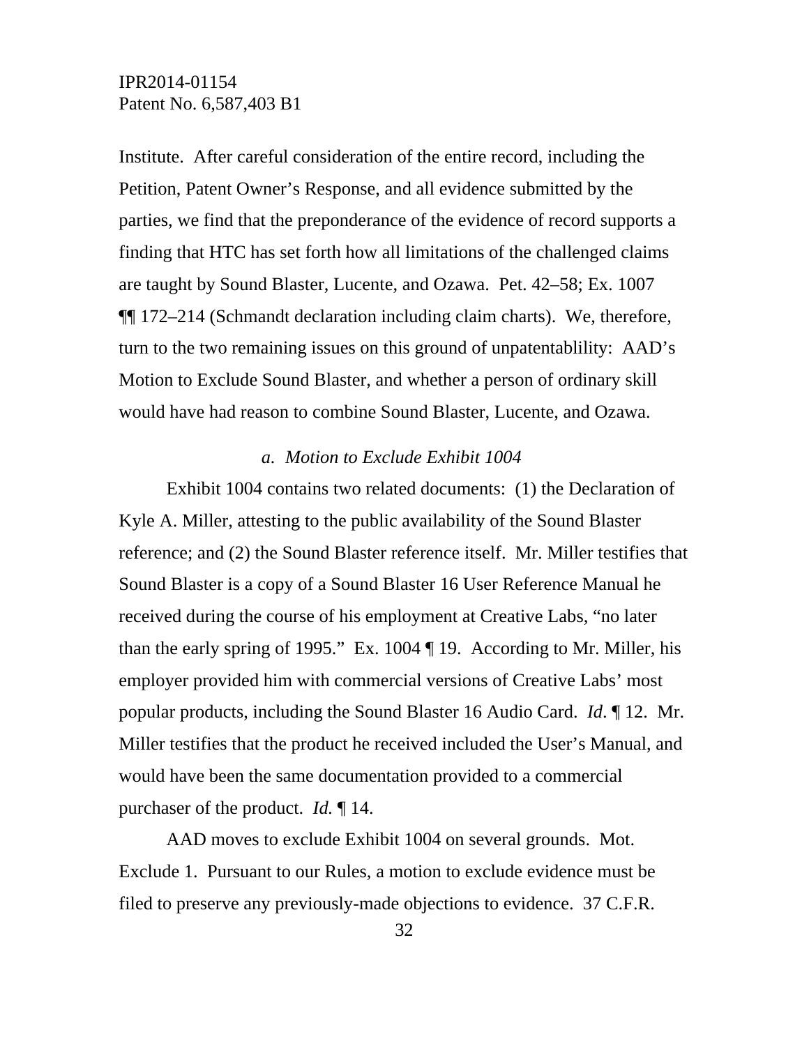Institute. After careful consideration of the entire record, including the Petition, Patent Owner's Response, and all evidence submitted by the parties, we find that the preponderance of the evidence of record supports a finding that HTC has set forth how all limitations of the challenged claims are taught by Sound Blaster, Lucente, and Ozawa. Pet. 42–58; Ex. 1007 ¶¶ 172–214 (Schmandt declaration including claim charts). We, therefore, turn to the two remaining issues on this ground of unpatentablility: AAD's Motion to Exclude Sound Blaster, and whether a person of ordinary skill would have had reason to combine Sound Blaster, Lucente, and Ozawa.

*a. Motion to Exclude Exhibit 1004*

Exhibit 1004 contains two related documents: (1) the Declaration of Kyle A. Miller, attesting to the public availability of the Sound Blaster reference; and (2) the Sound Blaster reference itself. Mr. Miller testifies that Sound Blaster is a copy of a Sound Blaster 16 User Reference Manual he received during the course of his employment at Creative Labs, "no later than the early spring of 1995." Ex. 1004 ¶ 19. According to Mr. Miller, his employer provided him with commercial versions of Creative Labs' most popular products, including the Sound Blaster 16 Audio Card. *Id*. ¶ 12. Mr. Miller testifies that the product he received included the User's Manual, and would have been the same documentation provided to a commercial purchaser of the product. *Id.* ¶ 14.

AAD moves to exclude Exhibit 1004 on several grounds. Mot. Exclude 1. Pursuant to our Rules, a motion to exclude evidence must be filed to preserve any previously-made objections to evidence. 37 C.F.R.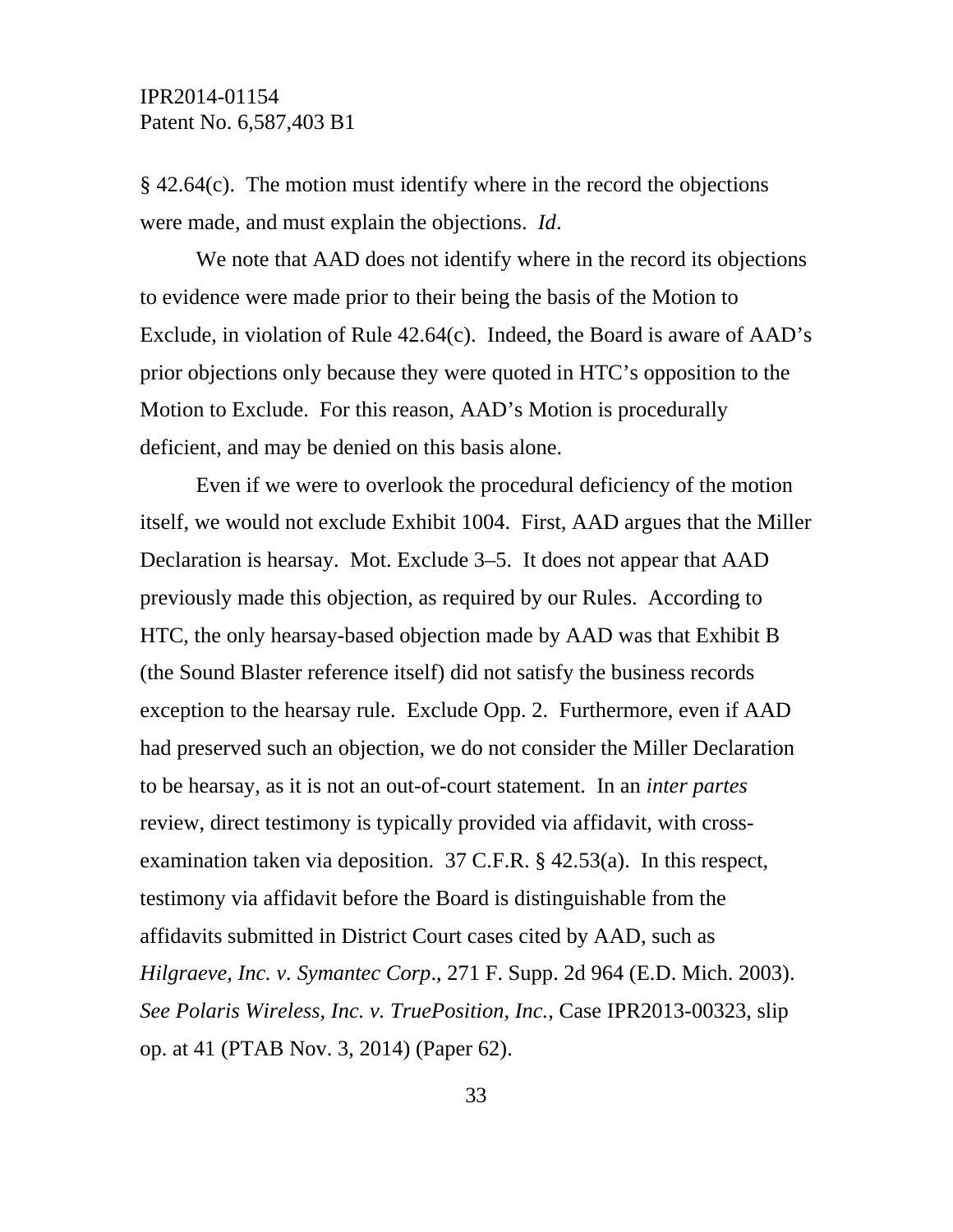§ 42.64(c). The motion must identify where in the record the objections were made, and must explain the objections. *Id*.

We note that AAD does not identify where in the record its objections to evidence were made prior to their being the basis of the Motion to Exclude, in violation of Rule 42.64(c). Indeed, the Board is aware of AAD's prior objections only because they were quoted in HTC's opposition to the Motion to Exclude. For this reason, AAD's Motion is procedurally deficient, and may be denied on this basis alone.

Even if we were to overlook the procedural deficiency of the motion itself, we would not exclude Exhibit 1004. First, AAD argues that the Miller Declaration is hearsay. Mot. Exclude 3–5. It does not appear that AAD previously made this objection, as required by our Rules. According to HTC, the only hearsay-based objection made by AAD was that Exhibit B (the Sound Blaster reference itself) did not satisfy the business records exception to the hearsay rule. Exclude Opp. 2. Furthermore, even if AAD had preserved such an objection, we do not consider the Miller Declaration to be hearsay, as it is not an out-of-court statement. In an *inter partes* review, direct testimony is typically provided via affidavit, with cross-examination taken via deposition. 37 C.F.R. § 42.53(a). In this respect, testimony via affidavit before the Board is distinguishable from the affidavits submitted in District Court cases cited by AAD, such as *Hilgraeve, Inc. v. Symantec Corp*., 271 F. Supp. 2d 964 (E.D. Mich. 2003). *See Polaris Wireless, Inc. v. TruePosition, Inc.*, Case IPR2013-00323, slip op. at 41 (PTAB Nov. 3, 2014) (Paper 62).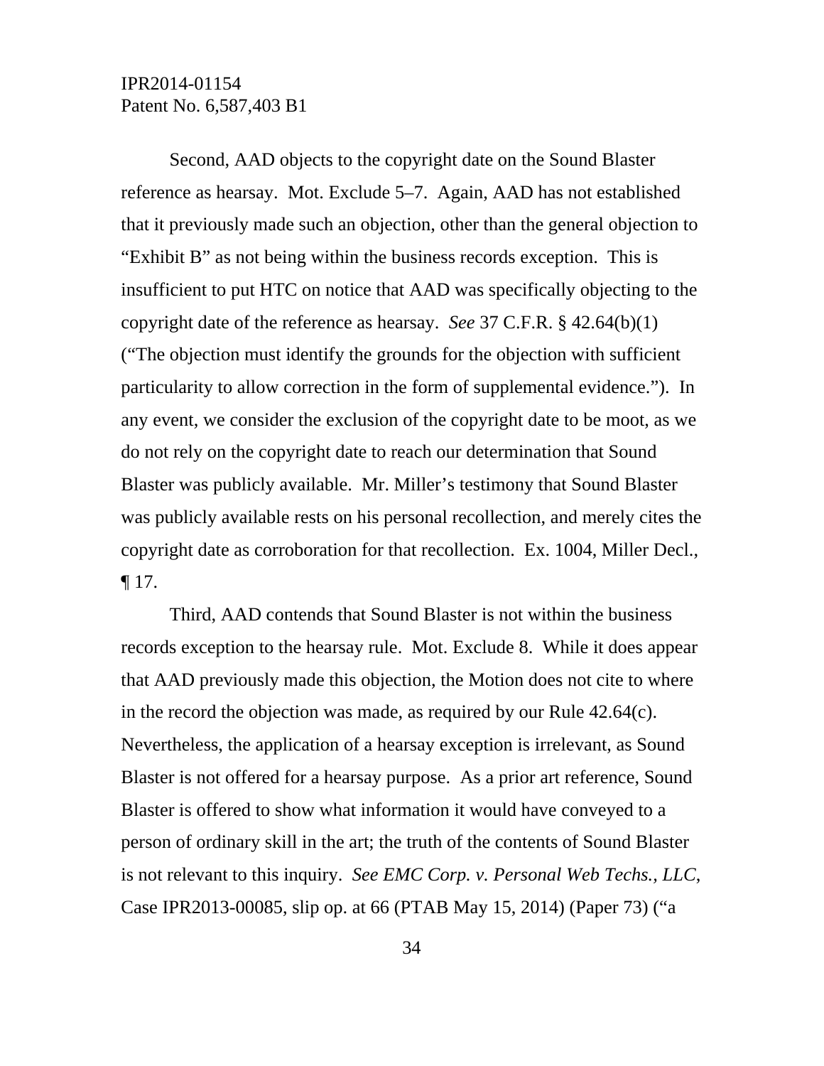Second, AAD objects to the copyright date on the Sound Blaster reference as hearsay. Mot. Exclude 5–7. Again, AAD has not established that it previously made such an objection, other than the general objection to "Exhibit B" as not being within the business records exception. This is insufficient to put HTC on notice that AAD was specifically objecting to the copyright date of the reference as hearsay. *See* 37 C.F.R. § 42.64(b)(1) ("The objection must identify the grounds for the objection with sufficient particularity to allow correction in the form of supplemental evidence."). In any event, we consider the exclusion of the copyright date to be moot, as we do not rely on the copyright date to reach our determination that Sound Blaster was publicly available. Mr. Miller's testimony that Sound Blaster was publicly available rests on his personal recollection, and merely cites the copyright date as corroboration for that recollection. Ex. 1004, Miller Decl., ¶ 17.

Third, AAD contends that Sound Blaster is not within the business records exception to the hearsay rule. Mot. Exclude 8. While it does appear that AAD previously made this objection, the Motion does not cite to where in the record the objection was made, as required by our Rule 42.64(c). Nevertheless, the application of a hearsay exception is irrelevant, as Sound Blaster is not offered for a hearsay purpose. As a prior art reference, Sound Blaster is offered to show what information it would have conveyed to a person of ordinary skill in the art; the truth of the contents of Sound Blaster is not relevant to this inquiry. *See EMC Corp. v. Personal Web Techs., LLC*, Case IPR2013-00085, slip op. at 66 (PTAB May 15, 2014) (Paper 73) ("a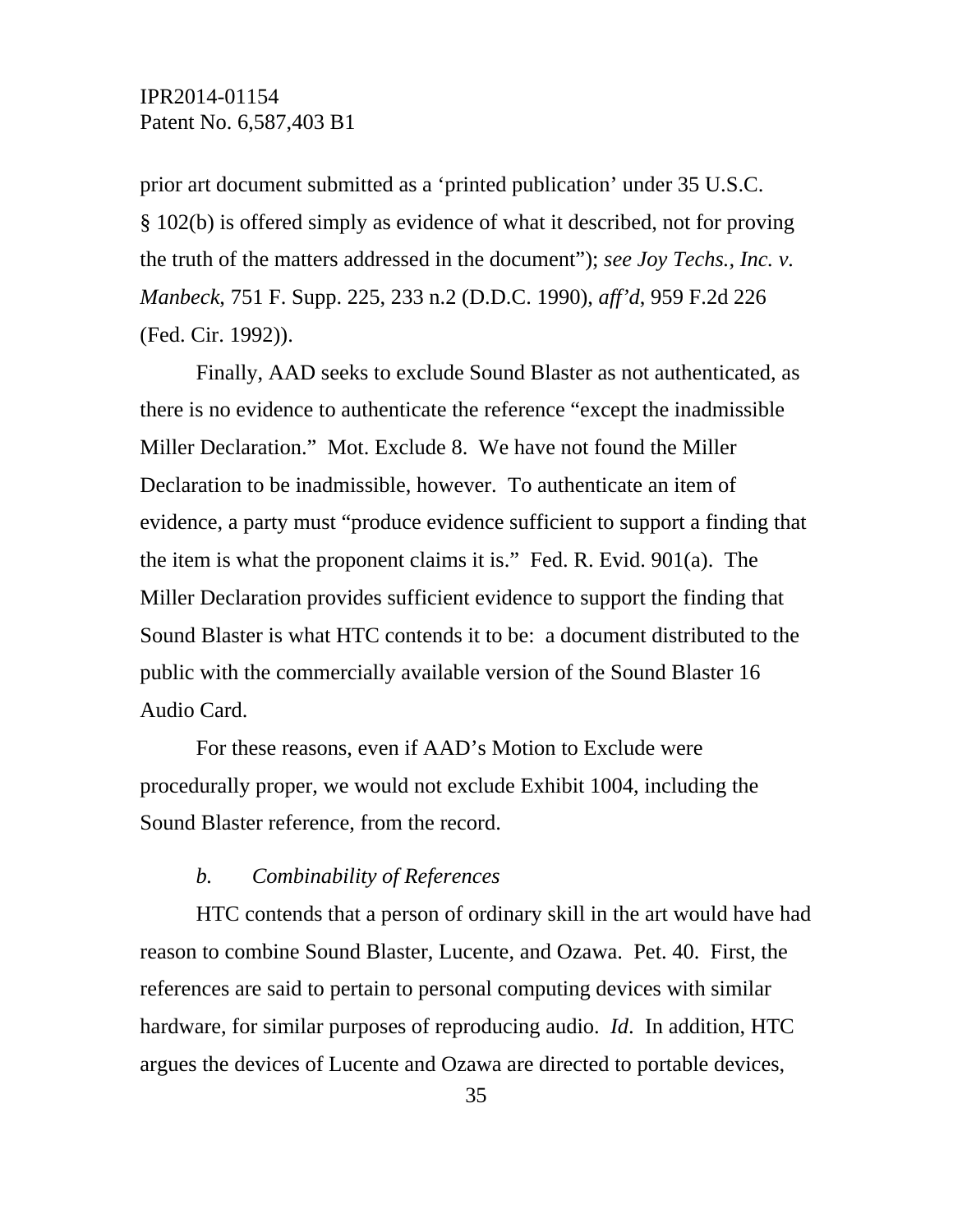prior art document submitted as a 'printed publication' under 35 U.S.C. § 102(b) is offered simply as evidence of what it described, not for proving the truth of the matters addressed in the document"); *see Joy Techs., Inc. v. Manbeck*, 751 F. Supp. 225, 233 n.2 (D.D.C. 1990), *aff'd*, 959 F.2d 226 (Fed. Cir. 1992)).

Finally, AAD seeks to exclude Sound Blaster as not authenticated, as there is no evidence to authenticate the reference "except the inadmissible Miller Declaration." Mot. Exclude 8. We have not found the Miller Declaration to be inadmissible, however. To authenticate an item of evidence, a party must "produce evidence sufficient to support a finding that the item is what the proponent claims it is." Fed. R. Evid. 901(a). The Miller Declaration provides sufficient evidence to support the finding that Sound Blaster is what HTC contends it to be: a document distributed to the public with the commercially available version of the Sound Blaster 16 Audio Card.

For these reasons, even if AAD's Motion to Exclude were procedurally proper, we would not exclude Exhibit 1004, including the Sound Blaster reference, from the record.

#### *b. Combinability of References*

HTC contends that a person of ordinary skill in the art would have had reason to combine Sound Blaster, Lucente, and Ozawa. Pet. 40. First, the references are said to pertain to personal computing devices with similar hardware, for similar purposes of reproducing audio. *Id*. In addition, HTC argues the devices of Lucente and Ozawa are directed to portable devices,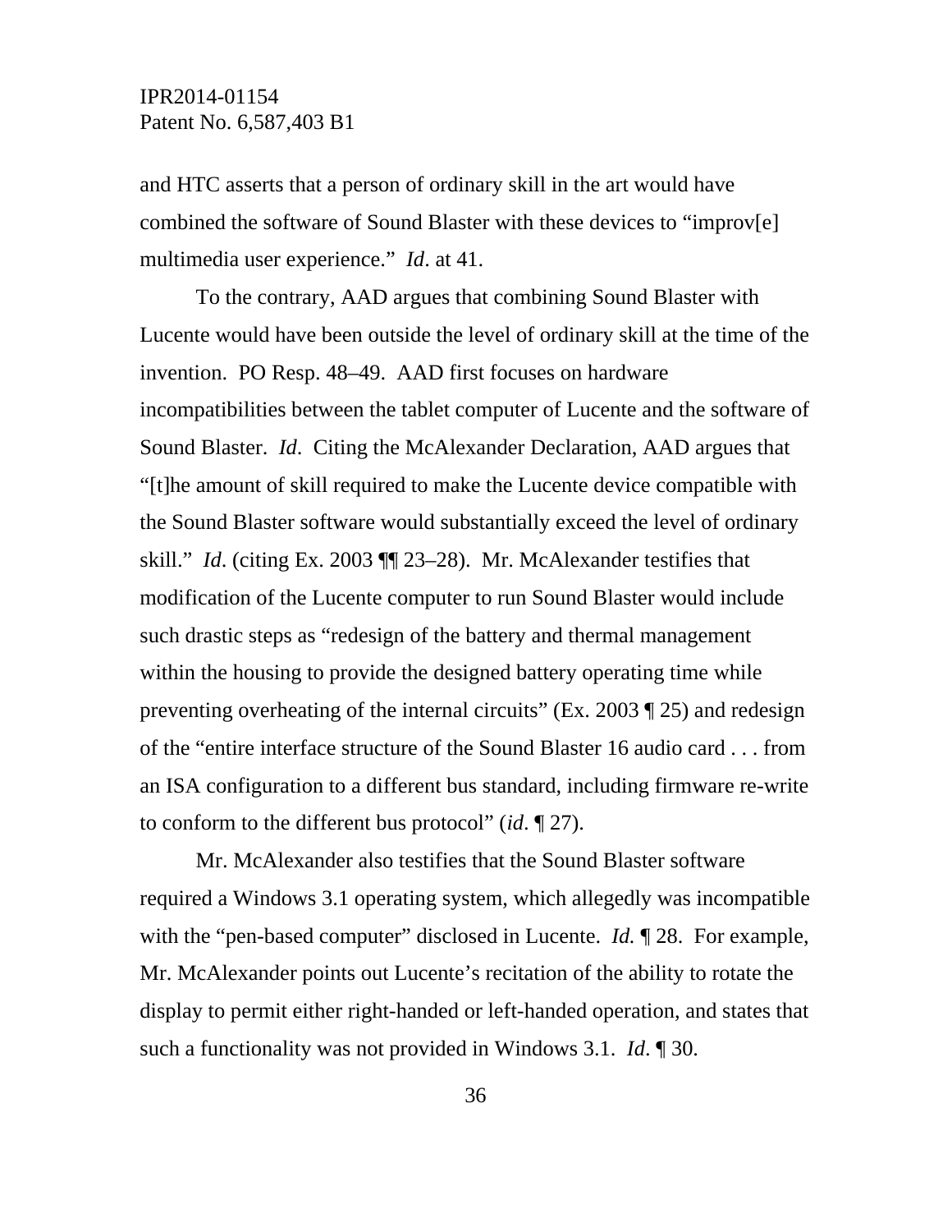and HTC asserts that a person of ordinary skill in the art would have combined the software of Sound Blaster with these devices to "improv[e] multimedia user experience." *Id*. at 41.

To the contrary, AAD argues that combining Sound Blaster with Lucente would have been outside the level of ordinary skill at the time of the invention. PO Resp. 48–49. AAD first focuses on hardware incompatibilities between the tablet computer of Lucente and the software of Sound Blaster. *Id*. Citing the McAlexander Declaration, AAD argues that "[t]he amount of skill required to make the Lucente device compatible with the Sound Blaster software would substantially exceed the level of ordinary skill." *Id*. (citing Ex. 2003 ¶¶ 23–28). Mr. McAlexander testifies that modification of the Lucente computer to run Sound Blaster would include such drastic steps as "redesign of the battery and thermal management within the housing to provide the designed battery operating time while preventing overheating of the internal circuits" (Ex. 2003 ¶ 25) and redesign of the "entire interface structure of the Sound Blaster 16 audio card . . . from an ISA configuration to a different bus standard, including firmware re-write to conform to the different bus protocol" (*id*. ¶ 27).

Mr. McAlexander also testifies that the Sound Blaster software required a Windows 3.1 operating system, which allegedly was incompatible with the "pen-based computer" disclosed in Lucente. *Id.* ¶ 28. For example, Mr. McAlexander points out Lucente's recitation of the ability to rotate the display to permit either right-handed or left-handed operation, and states that such a functionality was not provided in Windows 3.1. *Id*. ¶ 30.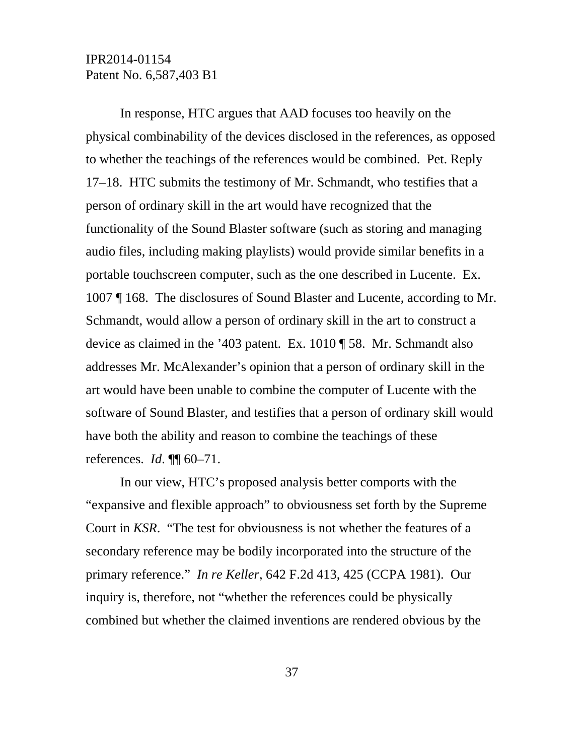In response, HTC argues that AAD focuses too heavily on the physical combinability of the devices disclosed in the references, as opposed to whether the teachings of the references would be combined. Pet. Reply 17–18. HTC submits the testimony of Mr. Schmandt, who testifies that a person of ordinary skill in the art would have recognized that the functionality of the Sound Blaster software (such as storing and managing audio files, including making playlists) would provide similar benefits in a portable touchscreen computer, such as the one described in Lucente. Ex. 1007 ¶ 168. The disclosures of Sound Blaster and Lucente, according to Mr. Schmandt, would allow a person of ordinary skill in the art to construct a device as claimed in the ’403 patent. Ex. 1010 ¶ 58. Mr. Schmandt also addresses Mr. McAlexander’s opinion that a person of ordinary skill in the art would have been unable to combine the computer of Lucente with the software of Sound Blaster, and testifies that a person of ordinary skill would have both the ability and reason to combine the teachings of these references. *Id*. ¶¶ 60–71.

In our view, HTC’s proposed analysis better comports with the “expansive and flexible approach” to obviousness set forth by the Supreme Court in *KSR*. “The test for obviousness is not whether the features of a secondary reference may be bodily incorporated into the structure of the primary reference.” *In re Keller*, 642 F.2d 413, 425 (CCPA 1981). Our inquiry is, therefore, not “whether the references could be physically combined but whether the claimed inventions are rendered obvious by the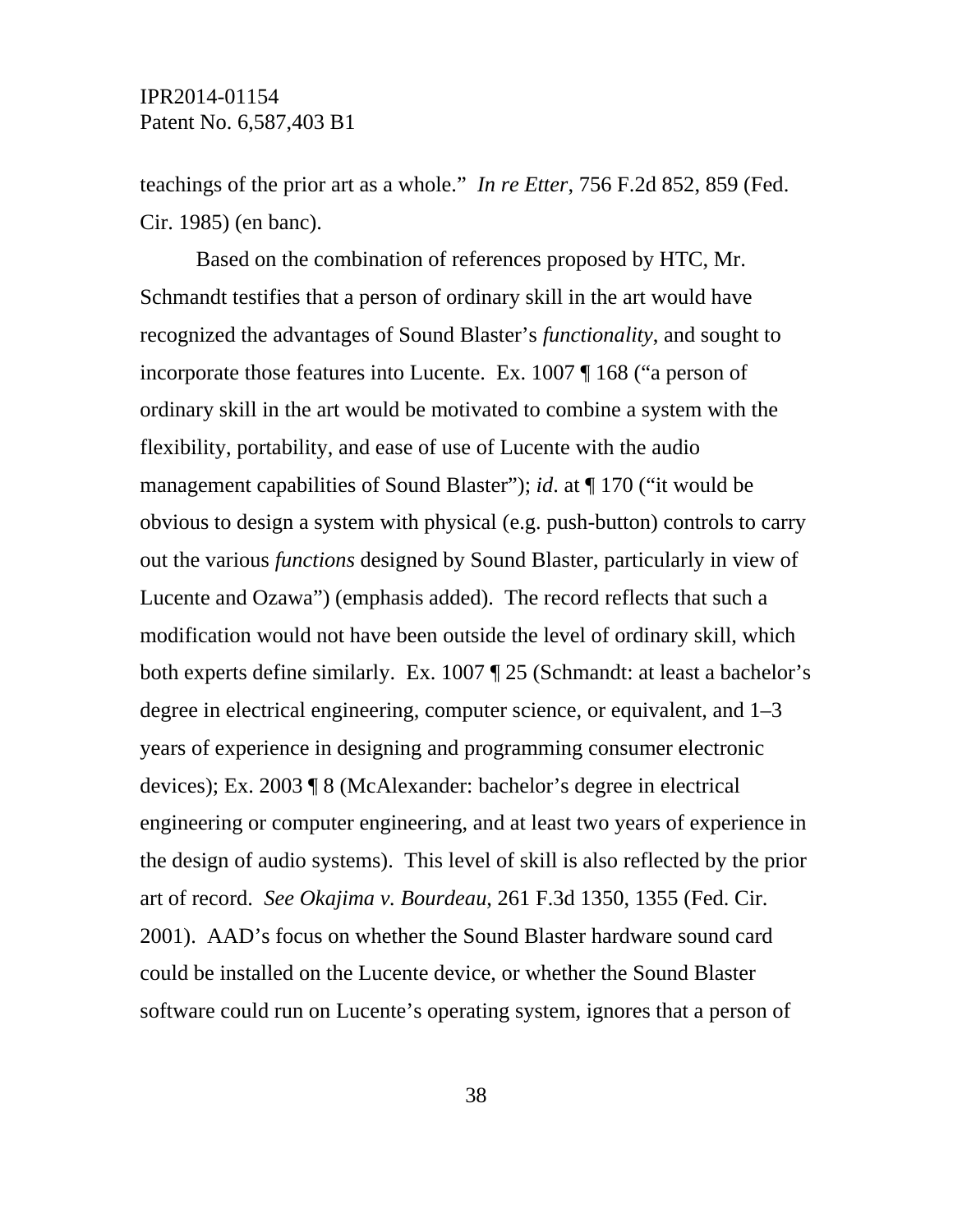teachings of the prior art as a whole." *In re Etter*, 756 F.2d 852, 859 (Fed. Cir. 1985) (en banc).

Based on the combination of references proposed by HTC, Mr. Schmandt testifies that a person of ordinary skill in the art would have recognized the advantages of Sound Blaster's *functionality*, and sought to incorporate those features into Lucente. Ex. 1007 ¶ 168 ("a person of ordinary skill in the art would be motivated to combine a system with the flexibility, portability, and ease of use of Lucente with the audio management capabilities of Sound Blaster"); *id*. at ¶ 170 ("it would be obvious to design a system with physical (e.g. push-button) controls to carry out the various *functions* designed by Sound Blaster, particularly in view of Lucente and Ozawa") (emphasis added). The record reflects that such a modification would not have been outside the level of ordinary skill, which both experts define similarly. Ex. 1007 ¶ 25 (Schmandt: at least a bachelor's degree in electrical engineering, computer science, or equivalent, and 1–3 years of experience in designing and programming consumer electronic devices); Ex. 2003 ¶ 8 (McAlexander: bachelor's degree in electrical engineering or computer engineering, and at least two years of experience in the design of audio systems). This level of skill is also reflected by the prior art of record. *See Okajima v. Bourdeau*, 261 F.3d 1350, 1355 (Fed. Cir. 2001). AAD's focus on whether the Sound Blaster hardware sound card could be installed on the Lucente device, or whether the Sound Blaster software could run on Lucente's operating system, ignores that a person of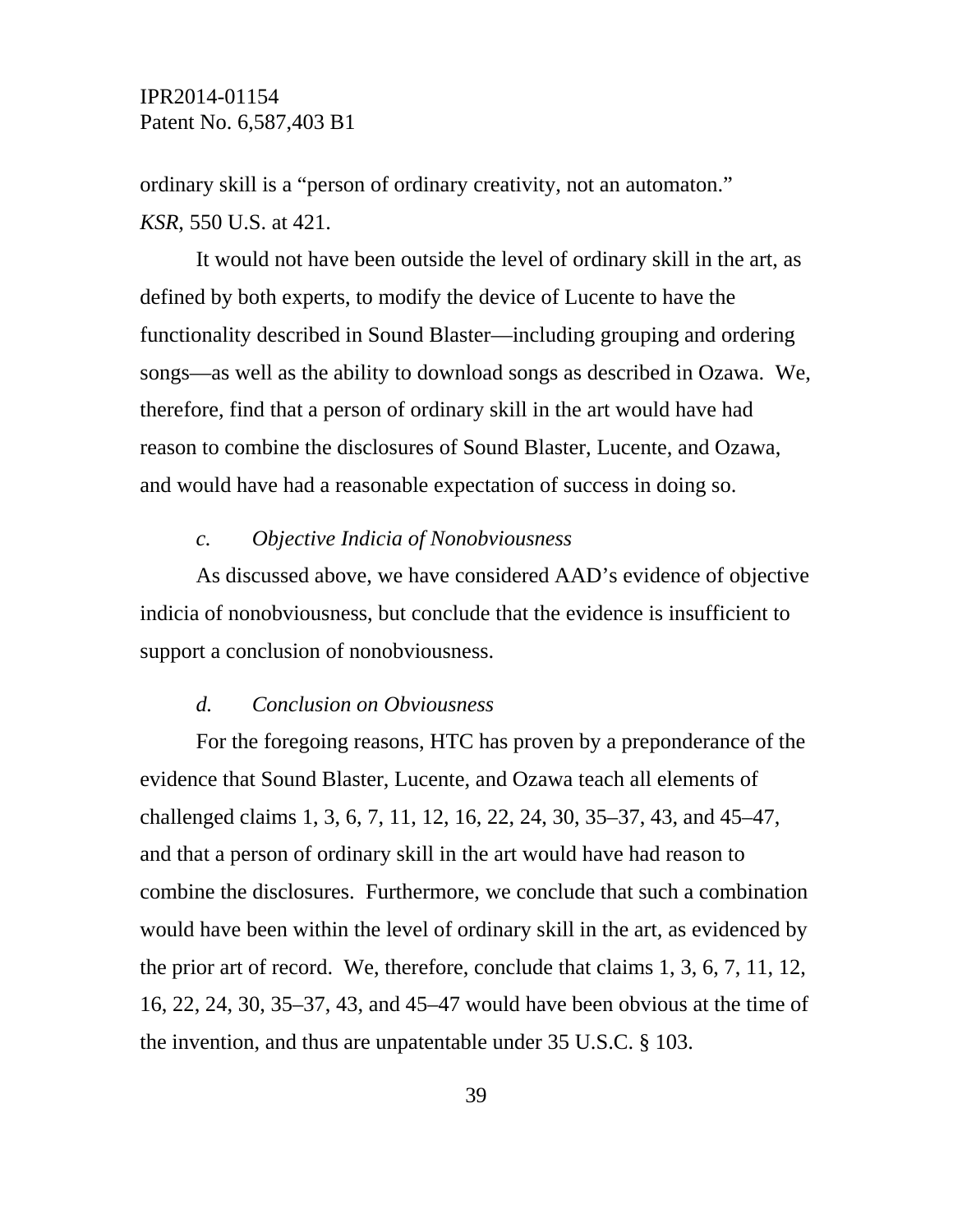ordinary skill is a "person of ordinary creativity, not an automaton." *KSR*, 550 U.S. at 421.

It would not have been outside the level of ordinary skill in the art, as defined by both experts, to modify the device of Lucente to have the functionality described in Sound Blaster—including grouping and ordering songs—as well as the ability to download songs as described in Ozawa. We, therefore, find that a person of ordinary skill in the art would have had reason to combine the disclosures of Sound Blaster, Lucente, and Ozawa, and would have had a reasonable expectation of success in doing so.

#### *c. Objective Indicia of Nonobviousness*

As discussed above, we have considered AAD's evidence of objective indicia of nonobviousness, but conclude that the evidence is insufficient to support a conclusion of nonobviousness.

#### *d. Conclusion on Obviousness*

For the foregoing reasons, HTC has proven by a preponderance of the evidence that Sound Blaster, Lucente, and Ozawa teach all elements of challenged claims 1, 3, 6, 7, 11, 12, 16, 22, 24, 30, 35–37, 43, and 45–47, and that a person of ordinary skill in the art would have had reason to combine the disclosures. Furthermore, we conclude that such a combination would have been within the level of ordinary skill in the art, as evidenced by the prior art of record. We, therefore, conclude that claims 1, 3, 6, 7, 11, 12, 16, 22, 24, 30, 35–37, 43, and 45–47 would have been obvious at the time of the invention, and thus are unpatentable under 35 U.S.C. § 103.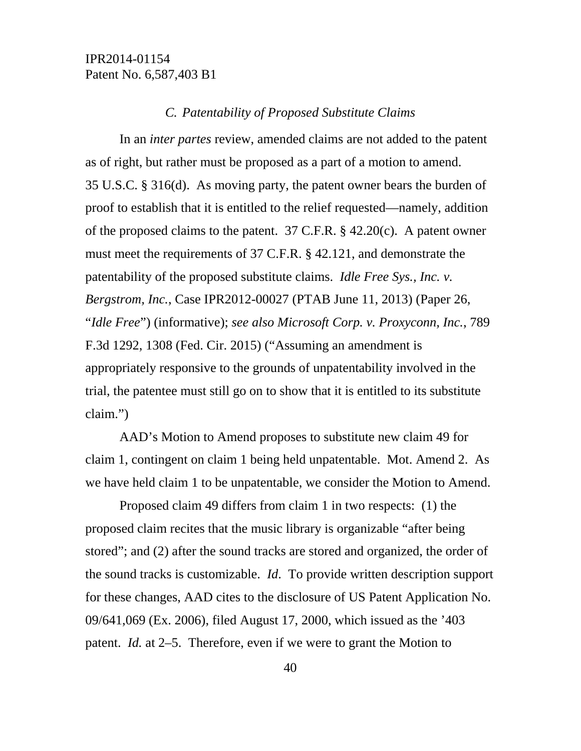### *C. Patentability of Proposed Substitute Claims*

In an *inter partes* review, amended claims are not added to the patent as of right, but rather must be proposed as a part of a motion to amend. 35 U.S.C. § 316(d). As moving party, the patent owner bears the burden of proof to establish that it is entitled to the relief requested—namely, addition of the proposed claims to the patent. 37 C.F.R. § 42.20(c). A patent owner must meet the requirements of 37 C.F.R. § 42.121, and demonstrate the patentability of the proposed substitute claims. *Idle Free Sys., Inc. v. Bergstrom, Inc.*, Case IPR2012-00027 (PTAB June 11, 2013) (Paper 26, "*Idle Free*") (informative); *see also Microsoft Corp. v. Proxyconn, Inc.*, 789 F.3d 1292, 1308 (Fed. Cir. 2015) ("Assuming an amendment is appropriately responsive to the grounds of unpatentability involved in the trial, the patentee must still go on to show that it is entitled to its substitute claim.")

AAD's Motion to Amend proposes to substitute new claim 49 for claim 1, contingent on claim 1 being held unpatentable. Mot. Amend 2. As we have held claim 1 to be unpatentable, we consider the Motion to Amend.

Proposed claim 49 differs from claim 1 in two respects: (1) the proposed claim recites that the music library is organizable "after being stored"; and (2) after the sound tracks are stored and organized, the order of the sound tracks is customizable. *Id*. To provide written description support for these changes, AAD cites to the disclosure of US Patent Application No. 09/641,069 (Ex. 2006), filed August 17, 2000, which issued as the '403 patent. *Id.* at 2–5. Therefore, even if we were to grant the Motion to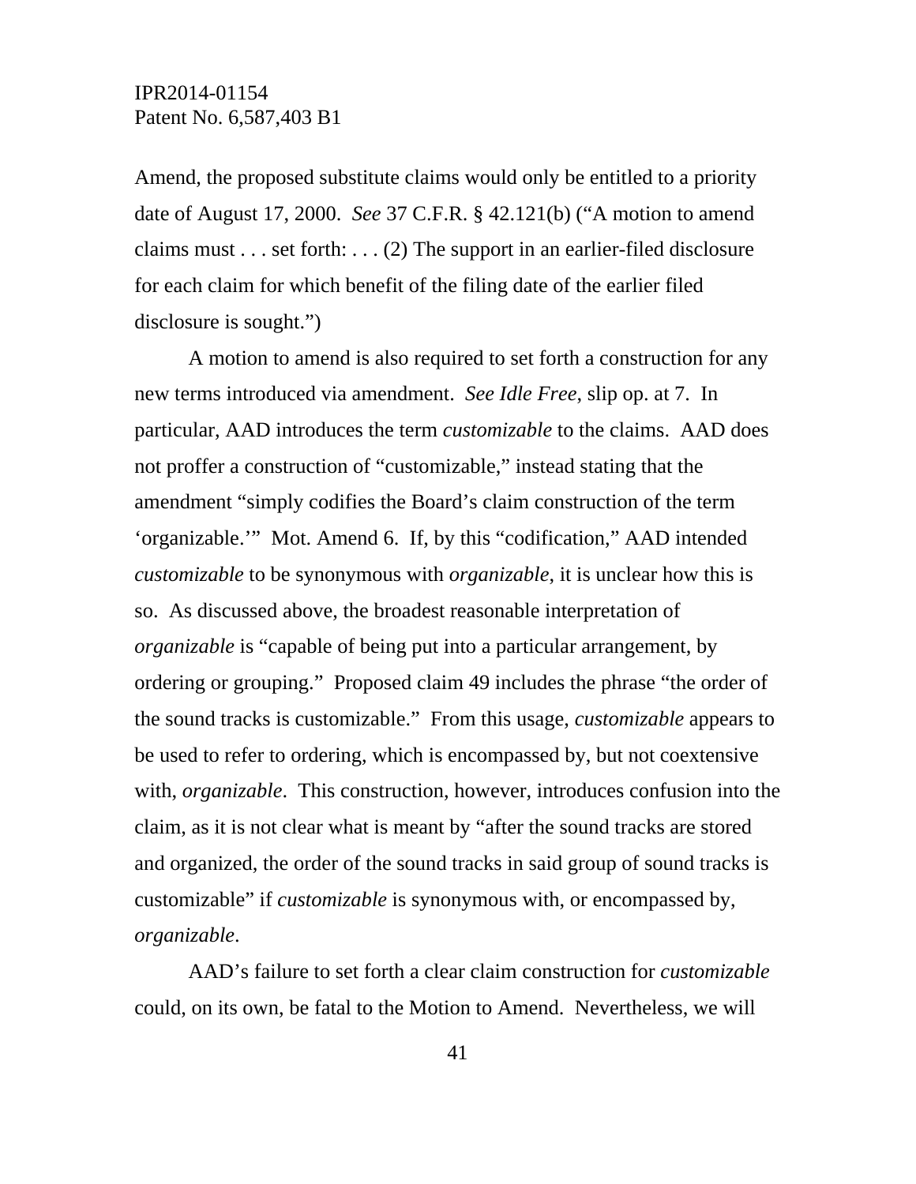Amend, the proposed substitute claims would only be entitled to a priority date of August 17, 2000. *See* 37 C.F.R. § 42.121(b) ("A motion to amend claims must . . . set forth: . . . (2) The support in an earlier-filed disclosure for each claim for which benefit of the filing date of the earlier filed disclosure is sought.")

A motion to amend is also required to set forth a construction for any new terms introduced via amendment. *See Idle Free*, slip op. at 7. In particular, AAD introduces the term *customizable* to the claims. AAD does not proffer a construction of "customizable," instead stating that the amendment "simply codifies the Board's claim construction of the term 'organizable.'" Mot. Amend 6. If, by this "codification," AAD intended *customizable* to be synonymous with *organizable*, it is unclear how this is so. As discussed above, the broadest reasonable interpretation of *organizable* is "capable of being put into a particular arrangement, by ordering or grouping." Proposed claim 49 includes the phrase "the order of the sound tracks is customizable." From this usage, *customizable* appears to be used to refer to ordering, which is encompassed by, but not coextensive with, *organizable*. This construction, however, introduces confusion into the claim, as it is not clear what is meant by "after the sound tracks are stored and organized, the order of the sound tracks in said group of sound tracks is customizable" if *customizable* is synonymous with, or encompassed by, *organizable*.

AAD's failure to set forth a clear claim construction for *customizable* could, on its own, be fatal to the Motion to Amend. Nevertheless, we will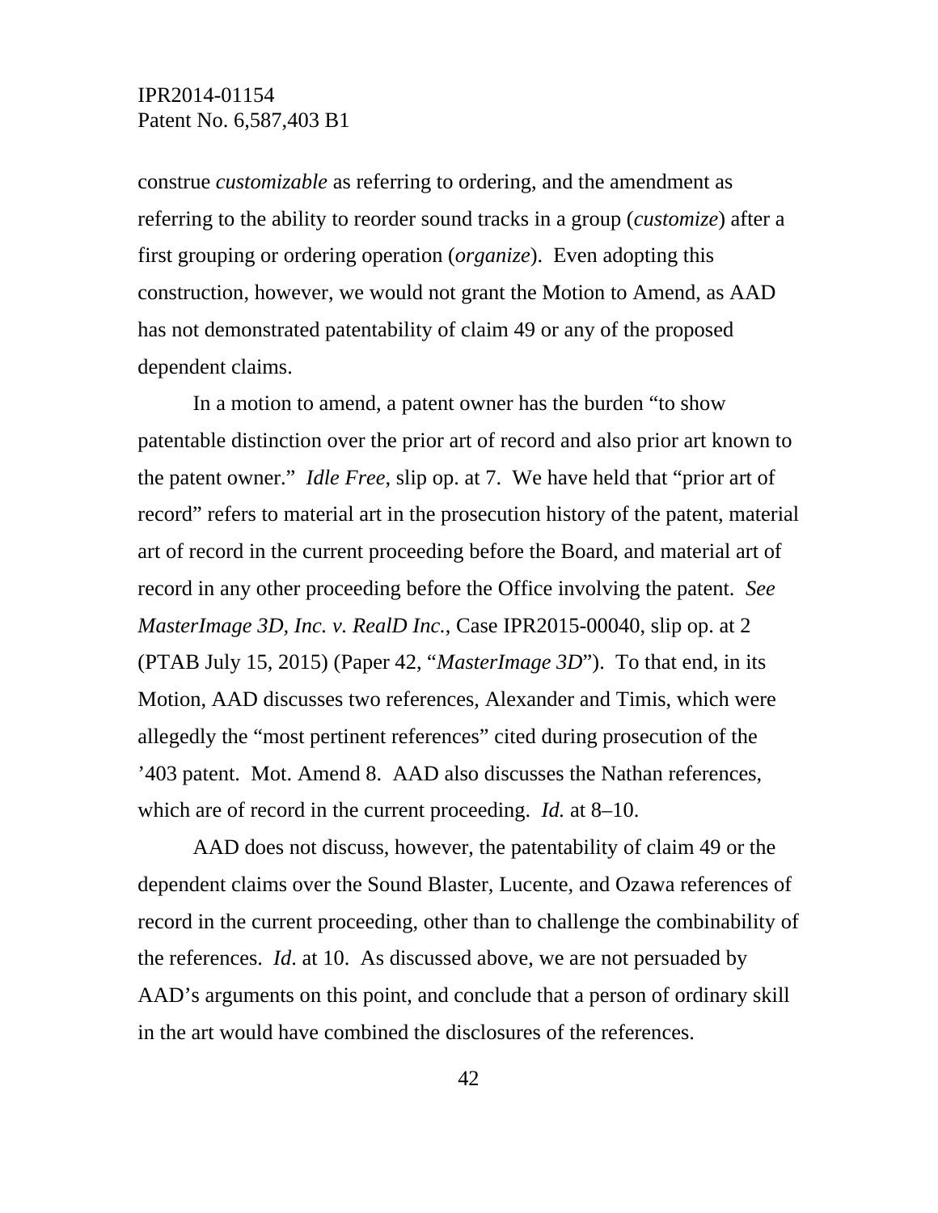construe *customizable* as referring to ordering, and the amendment as referring to the ability to reorder sound tracks in a group (*customize*) after a first grouping or ordering operation (*organize*). Even adopting this construction, however, we would not grant the Motion to Amend, as AAD has not demonstrated patentability of claim 49 or any of the proposed dependent claims.

In a motion to amend, a patent owner has the burden "to show patentable distinction over the prior art of record and also prior art known to the patent owner." *Idle Free*, slip op. at 7. We have held that "prior art of record" refers to material art in the prosecution history of the patent, material art of record in the current proceeding before the Board, and material art of record in any other proceeding before the Office involving the patent. *See MasterImage 3D, Inc. v. RealD Inc.*, Case IPR2015-00040, slip op. at 2 (PTAB July 15, 2015) (Paper 42, "*MasterImage 3D*"). To that end, in its Motion, AAD discusses two references, Alexander and Timis, which were allegedly the "most pertinent references" cited during prosecution of the '403 patent. Mot. Amend 8. AAD also discusses the Nathan references, which are of record in the current proceeding. *Id.* at 8–10.

AAD does not discuss, however, the patentability of claim 49 or the dependent claims over the Sound Blaster, Lucente, and Ozawa references of record in the current proceeding, other than to challenge the combinability of the references. *Id*. at 10. As discussed above, we are not persuaded by AAD's arguments on this point, and conclude that a person of ordinary skill in the art would have combined the disclosures of the references.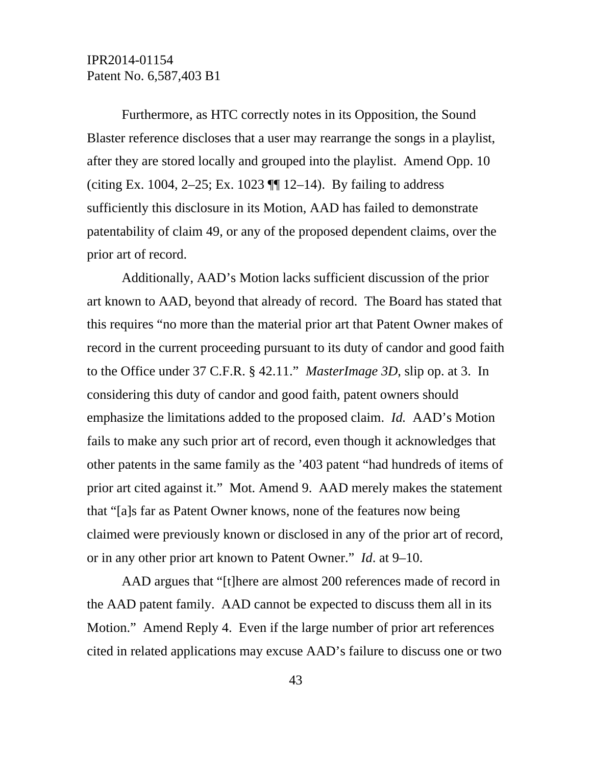Furthermore, as HTC correctly notes in its Opposition, the Sound Blaster reference discloses that a user may rearrange the songs in a playlist, after they are stored locally and grouped into the playlist. Amend Opp. 10 (citing Ex. 1004, 2–25; Ex. 1023 ¶¶ 12–14). By failing to address sufficiently this disclosure in its Motion, AAD has failed to demonstrate patentability of claim 49, or any of the proposed dependent claims, over the prior art of record.

Additionally, AAD's Motion lacks sufficient discussion of the prior art known to AAD, beyond that already of record. The Board has stated that this requires "no more than the material prior art that Patent Owner makes of record in the current proceeding pursuant to its duty of candor and good faith to the Office under 37 C.F.R. § 42.11." *MasterImage 3D*, slip op. at 3. In considering this duty of candor and good faith, patent owners should emphasize the limitations added to the proposed claim. *Id.* AAD's Motion fails to make any such prior art of record, even though it acknowledges that other patents in the same family as the '403 patent "had hundreds of items of prior art cited against it." Mot. Amend 9. AAD merely makes the statement that "[a]s far as Patent Owner knows, none of the features now being claimed were previously known or disclosed in any of the prior art of record, or in any other prior art known to Patent Owner." *Id.* at 9–10.

AAD argues that "[t]here are almost 200 references made of record in the AAD patent family. AAD cannot be expected to discuss them all in its Motion." Amend Reply 4. Even if the large number of prior art references cited in related applications may excuse AAD's failure to discuss one or two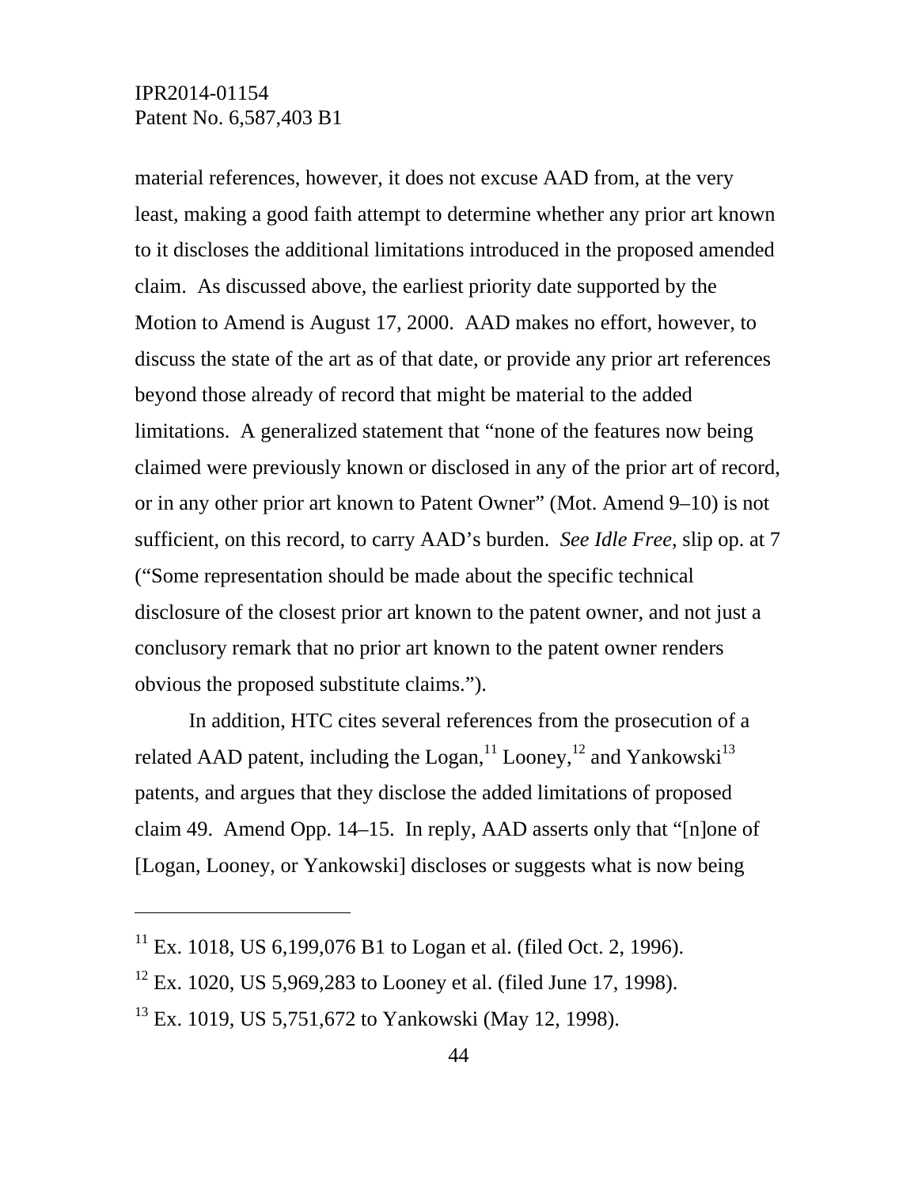material references, however, it does not excuse AAD from, at the very least, making a good faith attempt to determine whether any prior art known to it discloses the additional limitations introduced in the proposed amended claim. As discussed above, the earliest priority date supported by the Motion to Amend is August 17, 2000. AAD makes no effort, however, to discuss the state of the art as of that date, or provide any prior art references beyond those already of record that might be material to the added limitations. A generalized statement that "none of the features now being claimed were previously known or disclosed in any of the prior art of record, or in any other prior art known to Patent Owner" (Mot. Amend 9–10) is not sufficient, on this record, to carry AAD's burden. *See Idle Free*, slip op. at 7 ("Some representation should be made about the specific technical disclosure of the closest prior art known to the patent owner, and not just a conclusory remark that no prior art known to the patent owner renders obvious the proposed substitute claims.").

In addition, HTC cites several references from the prosecution of a related AAD patent, including the Logan,[11] Looney,[12] and Yankowski[13] patents, and argues that they disclose the added limitations of proposed claim 49. Amend Opp. 14–15. In reply, AAD asserts only that "[n]one of [Logan, Looney, or Yankowski] discloses or suggests what is now being

---

[11] Ex. 1018, US 6,199,076 B1 to Logan et al. (filed Oct. 2, 1996).

[12] Ex. 1020, US 5,969,283 to Looney et al. (filed June 17, 1998).

[13] Ex. 1019, US 5,751,672 to Yankowski (May 12, 1998).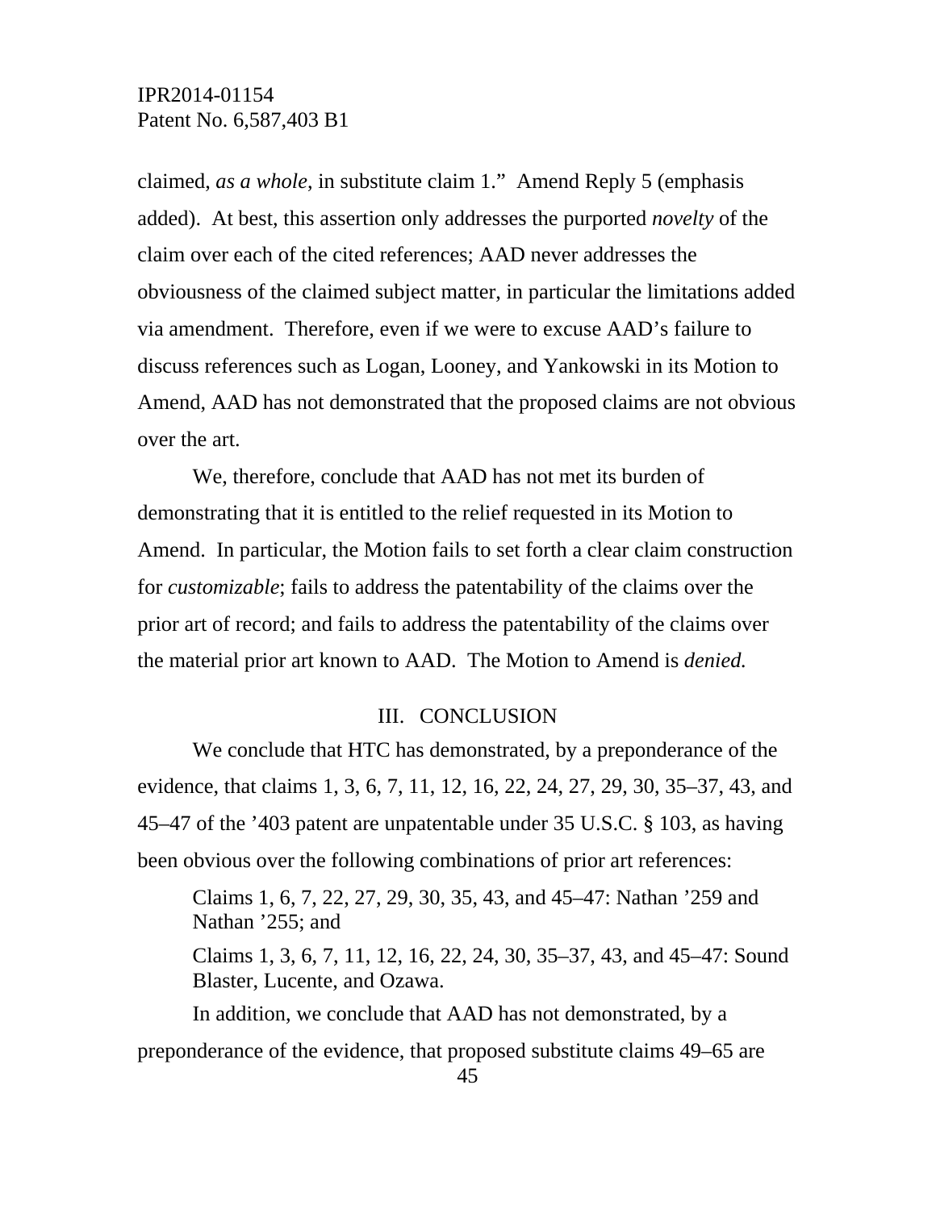claimed, *as a whole*, in substitute claim 1." Amend Reply 5 (emphasis added). At best, this assertion only addresses the purported *novelty* of the claim over each of the cited references; AAD never addresses the obviousness of the claimed subject matter, in particular the limitations added via amendment. Therefore, even if we were to excuse AAD's failure to discuss references such as Logan, Looney, and Yankowski in its Motion to Amend, AAD has not demonstrated that the proposed claims are not obvious over the art.

We, therefore, conclude that AAD has not met its burden of demonstrating that it is entitled to the relief requested in its Motion to Amend. In particular, the Motion fails to set forth a clear claim construction for *customizable*; fails to address the patentability of the claims over the prior art of record; and fails to address the patentability of the claims over the material prior art known to AAD. The Motion to Amend is *denied.*

## III. CONCLUSION

We conclude that HTC has demonstrated, by a preponderance of the evidence, that claims 1, 3, 6, 7, 11, 12, 16, 22, 24, 27, 29, 30, 35–37, 43, and 45–47 of the '403 patent are unpatentable under 35 U.S.C. § 103, as having been obvious over the following combinations of prior art references:

Claims 1, 6, 7, 22, 27, 29, 30, 35, 43, and 45–47: Nathan '259 and Nathan '255; and

Claims 1, 3, 6, 7, 11, 12, 16, 22, 24, 30, 35–37, 43, and 45–47: Sound Blaster, Lucente, and Ozawa.

In addition, we conclude that AAD has not demonstrated, by a preponderance of the evidence, that proposed substitute claims 49–65 are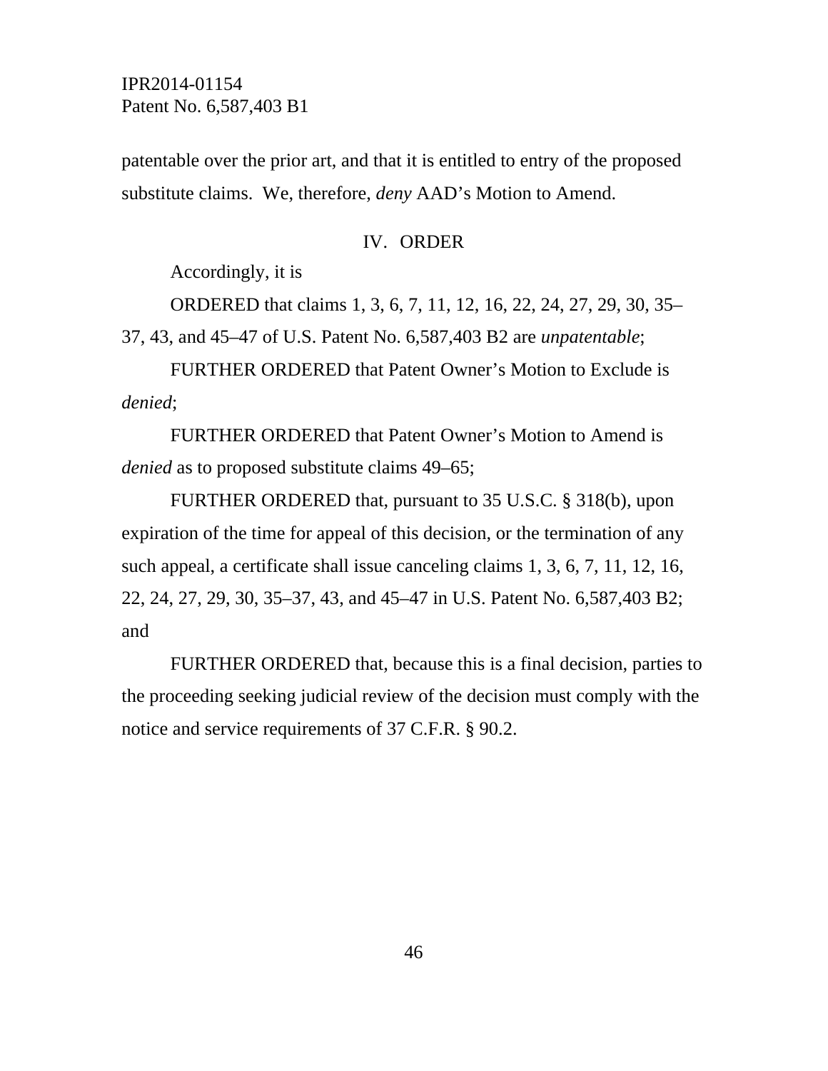patentable over the prior art, and that it is entitled to entry of the proposed substitute claims. We, therefore, *deny* AAD's Motion to Amend.

## IV. ORDER

Accordingly, it is

ORDERED that claims 1, 3, 6, 7, 11, 12, 16, 22, 24, 27, 29, 30, 35–37, 43, and 45–47 of U.S. Patent No. 6,587,403 B2 are *unpatentable*;

FURTHER ORDERED that Patent Owner's Motion to Exclude is *denied*;

FURTHER ORDERED that Patent Owner's Motion to Amend is *denied* as to proposed substitute claims 49–65;

FURTHER ORDERED that, pursuant to 35 U.S.C. § 318(b), upon expiration of the time for appeal of this decision, or the termination of any such appeal, a certificate shall issue canceling claims 1, 3, 6, 7, 11, 12, 16, 22, 24, 27, 29, 30, 35–37, 43, and 45–47 in U.S. Patent No. 6,587,403 B2; and

FURTHER ORDERED that, because this is a final decision, parties to the proceeding seeking judicial review of the decision must comply with the notice and service requirements of 37 C.F.R. § 90.2.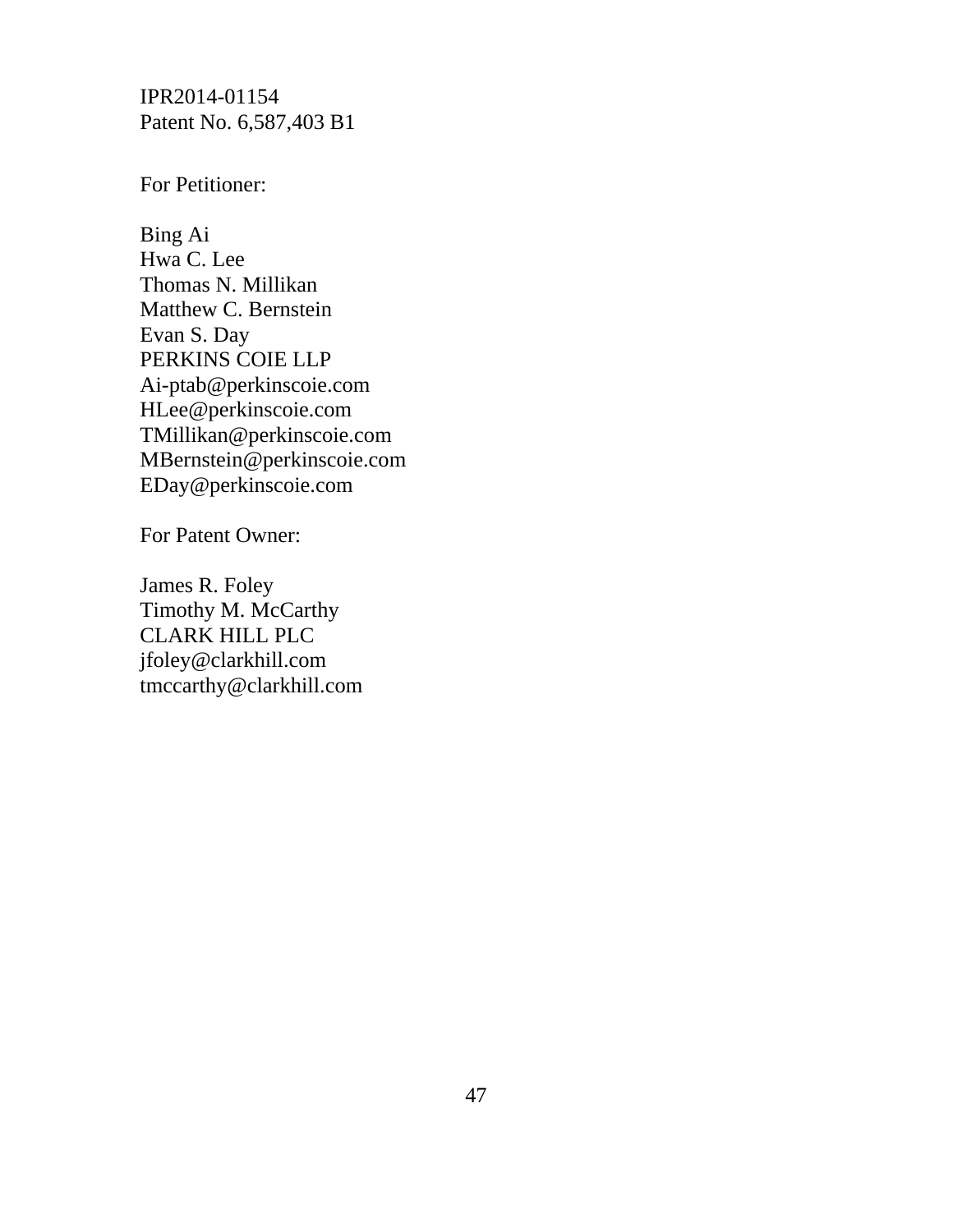IPR2014-01154
Patent No. 6,587,403 B1

For Petitioner:

Bing Ai
Hwa C. Lee
Thomas N. Millikan
Matthew C. Bernstein
Evan S. Day
PERKINS COIE LLP
Ai-ptab@perkinscoie.com
HLee@perkinscoie.com
TMillikan@perkinscoie.com
MBernstein@perkinscoie.com
EDay@perkinscoie.com

For Patent Owner:

James R. Foley
Timothy M. McCarthy
CLARK HILL PLC
jfoley@clarkhill.com
tmccarthy@clarkhill.com